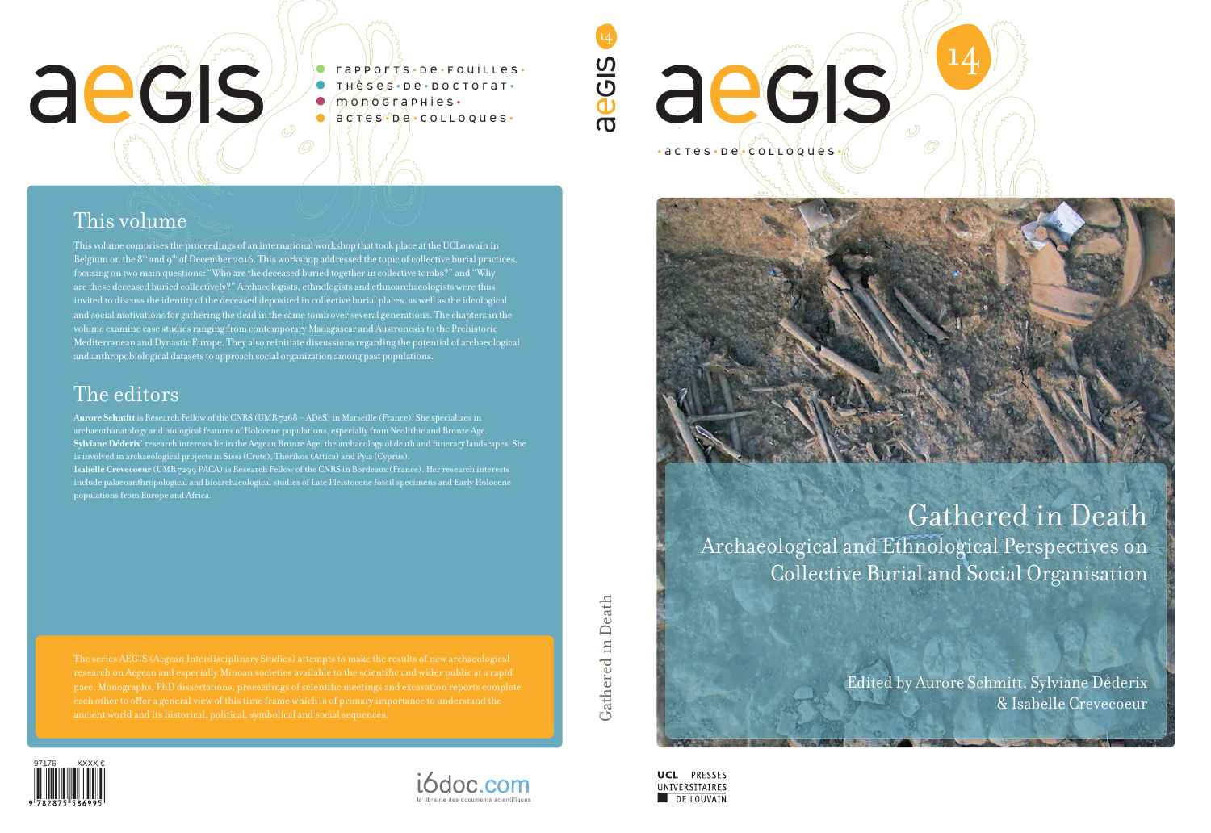# aeGIS

- rapports de fouilles
- thèses de doctorat
- monographies
- actes de colloques

## This volume

This volume comprises the proceedings of an international workshop that took place at the UCLouvain in Belgium on the 8th and 9th of December 2016. This workshop addressed the topic of collective burial practices, focusing on two main questions: "Who are the deceased buried together in collective tombs?" and "Why are these deceased buried collectively?" Archaeologists, ethnologists and ethnoarchaeologists were thus invited to discuss the identity of the deceased deposited in collective burial places, as well as the ideological and social motivations for gathering the dead in the same tomb over several generations. The chapters in the volume examine case studies ranging from contemporary Madagascar and Austronesia to the Prehistoric Mediterranean and Dynastic Europe. They also reinitiate discussions regarding the potential of archaeological and anthropobiological datasets to approach social organization among past populations.

## The editors

**Aurore Schmitt** is Research Fellow of the CNRS (UMR 7268 – ADéS) in Marseille (France). She specializes in archaeothanatology and biological features of Holocene populations, especially from Neolithic and Bronze Age.
**Sylviane Déderix**' research interests lie in the Aegean Bronze Age, the archaeology of death and funerary landscapes. She is involved in archaeological projects in Sissi (Crete), Thorikos (Attica) and Pyla (Cyprus).
**Isabelle Crevecoeur** (UMR 5199 PACEA) is Research Fellow of the CNRS in Bordeaux (France). Her research interests include palaeoanthropological and bioarchaeological studies of Late Pleistocene fossil specimens and Early Holocene populations from Europe and Africa.

The series AEGIS (Aegean Interdisciplinary Studies) attempts to make the results of new archaeological research on Aegean and especially Minoan societies available to the scientific and wider public at a rapid pace. Monographs, PhD dissertations, proceedings of scientific meetings and excavation reports complete each other to offer a general view of this time frame which is of primary importance to understand the ancient world and its historical, political, symbolical and social sequences.

97176 XXXX €

9782875586995

i6doc.com
la librairie des documents scientifiques

aeGIS 14 — Gathered in Death

# aeGIS 14

actes de colloques

# Gathered in Death

## Archaeological and Ethnological Perspectives on Collective Burial and Social Organisation

Edited by Aurore Schmitt, Sylviane Déderix & Isabelle Crevecoeur

UCL PRESSES UNIVERSITAIRES DE LOUVAIN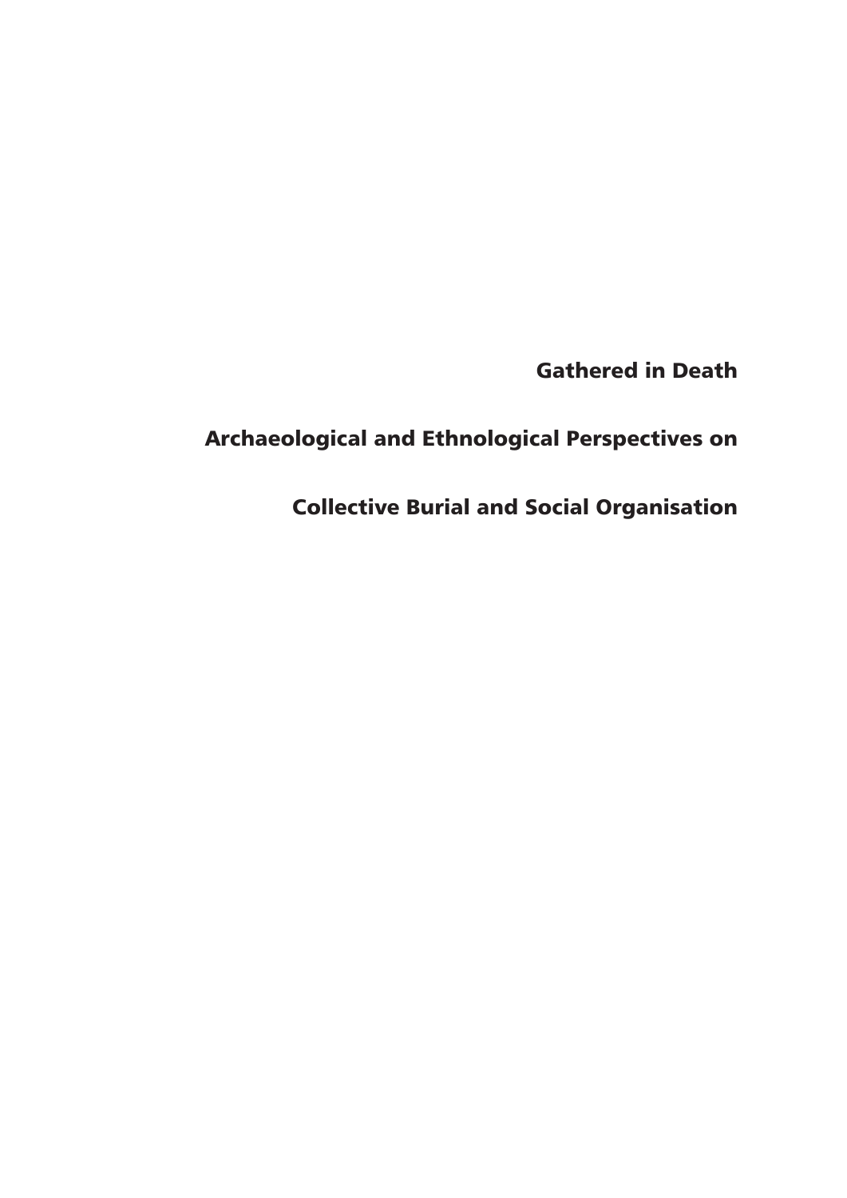# Gathered in Death

## Archaeological and Ethnological Perspectives on

## Collective Burial and Social Organisation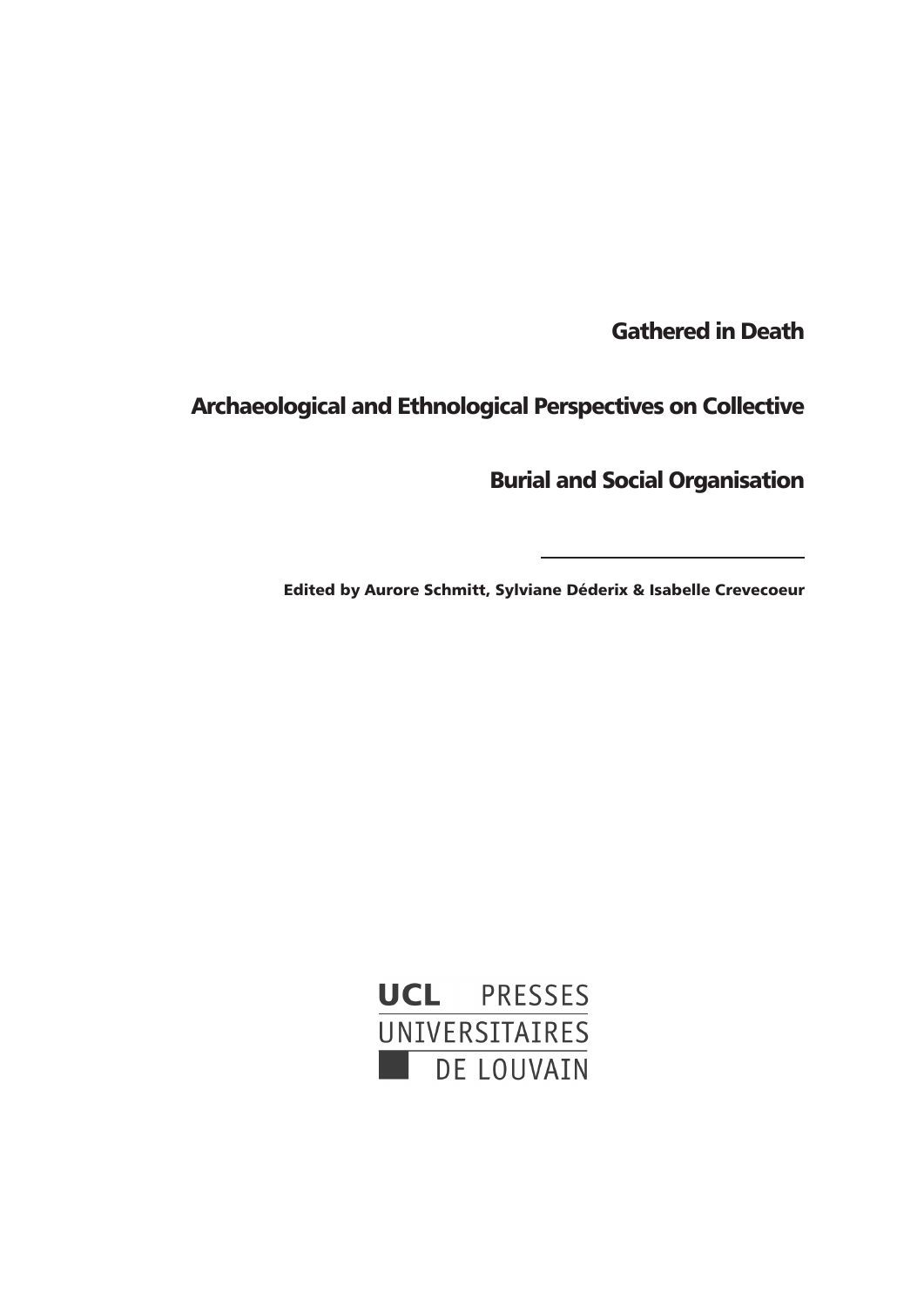# Gathered in Death

## Archaeological and Ethnological Perspectives on Collective Burial and Social Organisation

---

**Edited by Aurore Schmitt, Sylviane Déderix & Isabelle Crevecoeur**

UCL PRESSES UNIVERSITAIRES DE LOUVAIN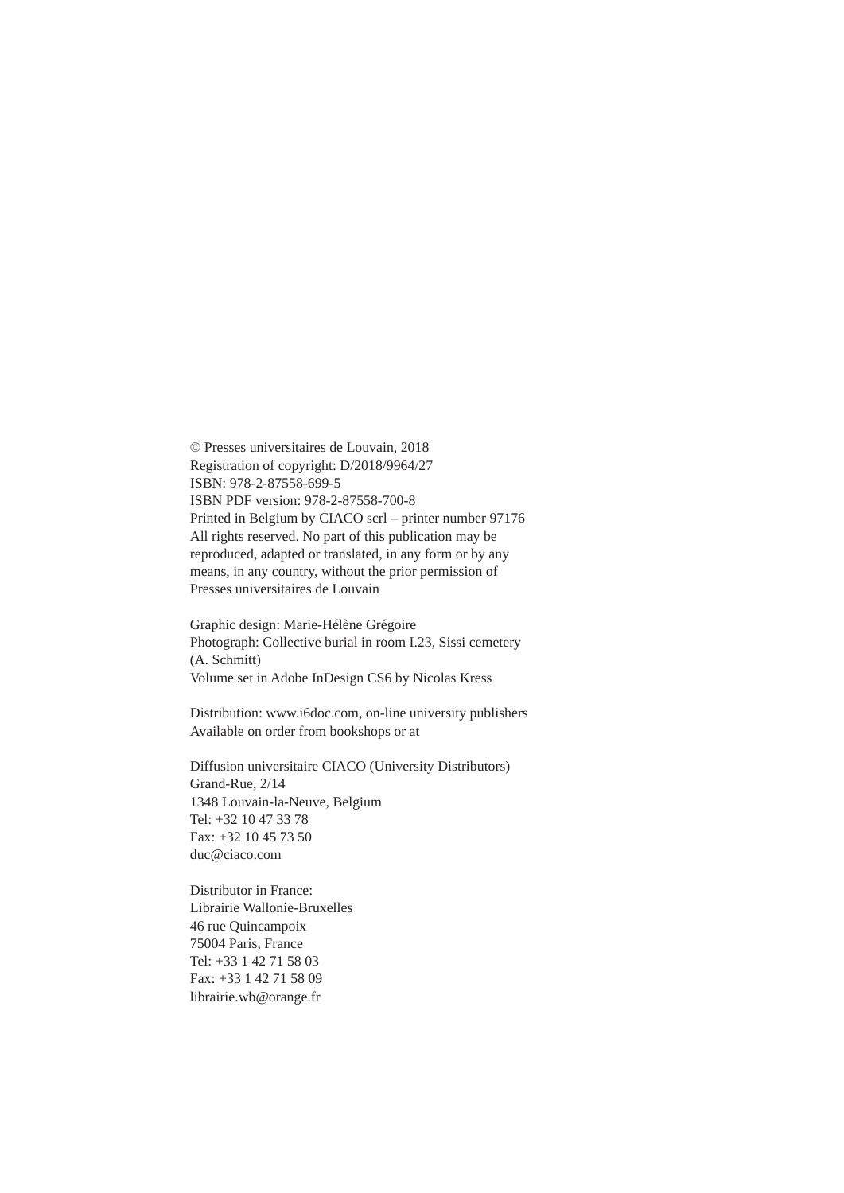© Presses universitaires de Louvain, 2018
Registration of copyright: D/2018/9964/27
ISBN: 978-2-87558-699-5
ISBN PDF version: 978-2-87558-700-8
Printed in Belgium by CIACO scrl – printer number 97176
All rights reserved. No part of this publication may be reproduced, adapted or translated, in any form or by any means, in any country, without the prior permission of Presses universitaires de Louvain

Graphic design: Marie-Hélène Grégoire
Photograph: Collective burial in room I.23, Sissi cemetery (A. Schmitt)
Volume set in Adobe InDesign CS6 by Nicolas Kress

Distribution: www.i6doc.com, on-line university publishers
Available on order from bookshops or at

Diffusion universitaire CIACO (University Distributors)
Grand-Rue, 2/14
1348 Louvain-la-Neuve, Belgium
Tel: +32 10 47 33 78
Fax: +32 10 45 73 50
duc@ciaco.com

Distributor in France:
Librairie Wallonie-Bruxelles
46 rue Quincampoix
75004 Paris, France
Tel: +33 1 42 71 58 03
Fax: +33 1 42 71 58 09
librairie.wb@orange.fr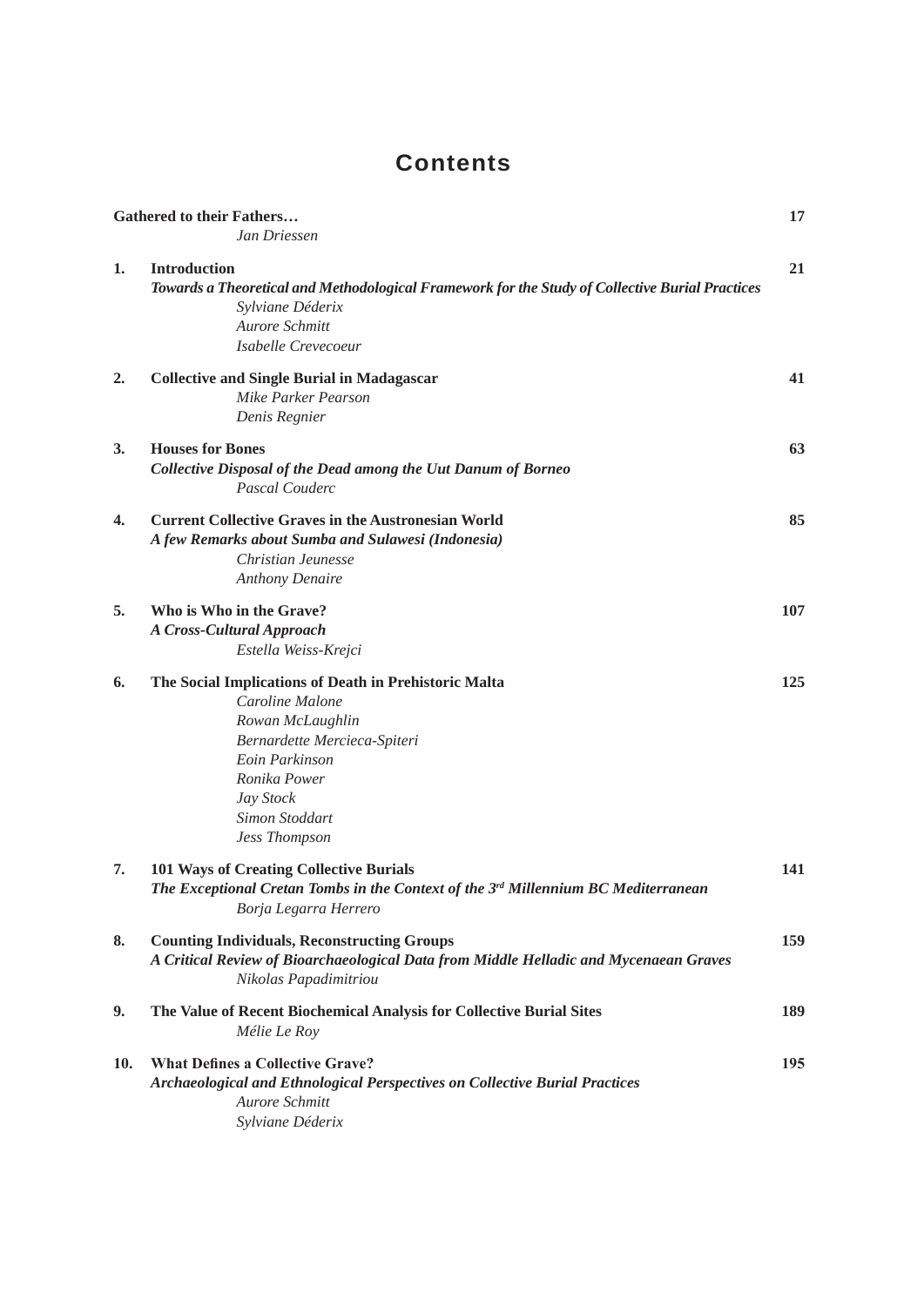# Contents

**Gathered to their Fathers…** 17
*Jan Driessen*

**1. Introduction** 21
***Towards a Theoretical and Methodological Framework for the Study of Collective Burial Practices***
*Sylviane Déderix*
*Aurore Schmitt*
*Isabelle Crevecoeur*

**2. Collective and Single Burial in Madagascar** 41
*Mike Parker Pearson*
*Denis Regnier*

**3. Houses for Bones** 63
***Collective Disposal of the Dead among the Uut Danum of Borneo***
*Pascal Couderc*

**4. Current Collective Graves in the Austronesian World** 85
***A few Remarks about Sumba and Sulawesi (Indonesia)***
*Christian Jeunesse*
*Anthony Denaire*

**5. Who is Who in the Grave?** 107
***A Cross-Cultural Approach***
*Estella Weiss-Krejci*

**6. The Social Implications of Death in Prehistoric Malta** 125
*Caroline Malone*
*Rowan McLaughlin*
*Bernardette Mercieca-Spiteri*
*Eoin Parkinson*
*Ronika Power*
*Jay Stock*
*Simon Stoddart*
*Jess Thompson*

**7. 101 Ways of Creating Collective Burials** 141
***The Exceptional Cretan Tombs in the Context of the 3rd Millennium BC Mediterranean***
*Borja Legarra Herrero*

**8. Counting Individuals, Reconstructing Groups** 159
***A Critical Review of Bioarchaeological Data from Middle Helladic and Mycenaean Graves***
*Nikolas Papadimitriou*

**9. The Value of Recent Biochemical Analysis for Collective Burial Sites** 189
*Mélie Le Roy*

**10. What Defines a Collective Grave?** 195
***Archaeological and Ethnological Perspectives on Collective Burial Practices***
*Aurore Schmitt*
*Sylviane Déderix*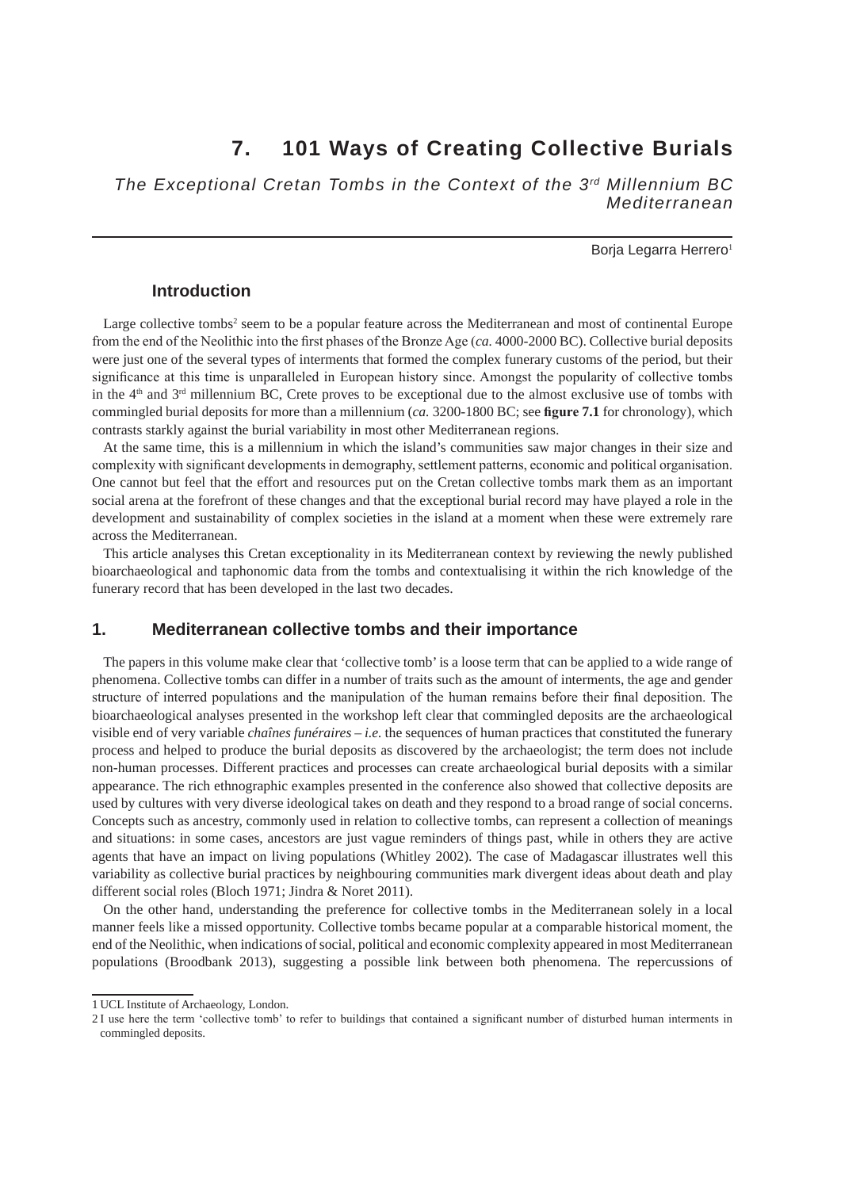# 7. 101 Ways of Creating Collective Burials

*The Exceptional Cretan Tombs in the Context of the 3rd Millennium BC Mediterranean*

Borja Legarra Herrero[1]

## Introduction

Large collective tombs[2] seem to be a popular feature across the Mediterranean and most of continental Europe from the end of the Neolithic into the first phases of the Bronze Age (*ca.* 4000-2000 BC). Collective burial deposits were just one of the several types of interments that formed the complex funerary customs of the period, but their significance at this time is unparalleled in European history since. Amongst the popularity of collective tombs in the 4th and 3rd millennium BC, Crete proves to be exceptional due to the almost exclusive use of tombs with commingled burial deposits for more than a millennium (*ca.* 3200-1800 BC; see **figure 7.1** for chronology), which contrasts starkly against the burial variability in most other Mediterranean regions.

At the same time, this is a millennium in which the island's communities saw major changes in their size and complexity with significant developments in demography, settlement patterns, economic and political organisation. One cannot but feel that the effort and resources put on the Cretan collective tombs mark them as an important social arena at the forefront of these changes and that the exceptional burial record may have played a role in the development and sustainability of complex societies in the island at a moment when these were extremely rare across the Mediterranean.

This article analyses this Cretan exceptionality in its Mediterranean context by reviewing the newly published bioarchaeological and taphonomic data from the tombs and contextualising it within the rich knowledge of the funerary record that has been developed in the last two decades.

## 1. Mediterranean collective tombs and their importance

The papers in this volume make clear that 'collective tomb' is a loose term that can be applied to a wide range of phenomena. Collective tombs can differ in a number of traits such as the amount of interments, the age and gender structure of interred populations and the manipulation of the human remains before their final deposition. The bioarchaeological analyses presented in the workshop left clear that commingled deposits are the archaeological visible end of very variable *chaînes funéraires* – *i.e.* the sequences of human practices that constituted the funerary process and helped to produce the burial deposits as discovered by the archaeologist; the term does not include non-human processes. Different practices and processes can create archaeological burial deposits with a similar appearance. The rich ethnographic examples presented in the conference also showed that collective deposits are used by cultures with very diverse ideological takes on death and they respond to a broad range of social concerns. Concepts such as ancestry, commonly used in relation to collective tombs, can represent a collection of meanings and situations: in some cases, ancestors are just vague reminders of things past, while in others they are active agents that have an impact on living populations (Whitley 2002). The case of Madagascar illustrates well this variability as collective burial practices by neighbouring communities mark divergent ideas about death and play different social roles (Bloch 1971; Jindra & Noret 2011).

On the other hand, understanding the preference for collective tombs in the Mediterranean solely in a local manner feels like a missed opportunity. Collective tombs became popular at a comparable historical moment, the end of the Neolithic, when indications of social, political and economic complexity appeared in most Mediterranean populations (Broodbank 2013), suggesting a possible link between both phenomena. The repercussions of

---

1 UCL Institute of Archaeology, London.

2 I use here the term 'collective tomb' to refer to buildings that contained a significant number of disturbed human interments in commingled deposits.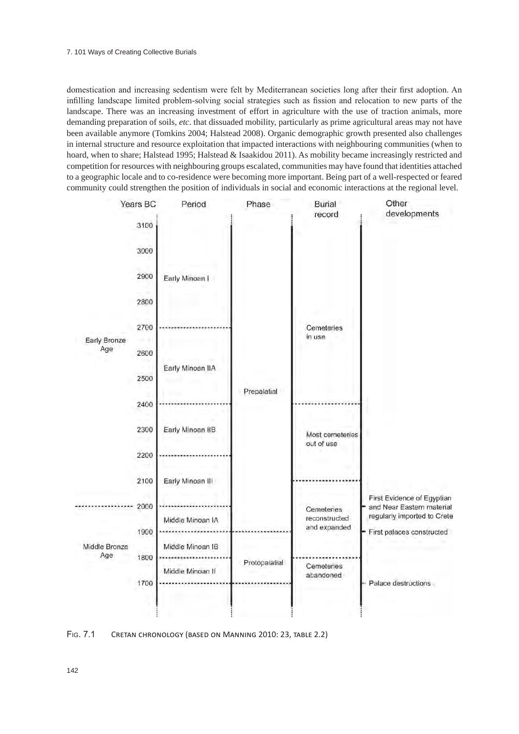domestication and increasing sedentism were felt by Mediterranean societies long after their first adoption. An infilling landscape limited problem-solving social strategies such as fission and relocation to new parts of the landscape. There was an increasing investment of effort in agriculture with the use of traction animals, more demanding preparation of soils, *etc*. that dissuaded mobility, particularly as prime agricultural areas may not have been available anymore (Tomkins 2004; Halstead 2008). Organic demographic growth presented also challenges in internal structure and resource exploitation that impacted interactions with neighbouring communities (when to hoard, when to share; Halstead 1995; Halstead & Isaakidou 2011). As mobility became increasingly restricted and competition for resources with neighbouring groups escalated, communities may have found that identities attached to a geographic locale and to co-residence were becoming more important. Being part of a well-respected or feared community could strengthen the position of individuals in social and economic interactions at the regional level.

| | Years BC | Period | Phase | Burial record | Other developments |
|---|---|---|---|---|---|
| Early Bronze Age | 3100–2700 | Early Minoan I | Prepalatial | Cemeteries in use | |
| | 2700–2400 | Early Minoan IIA | | | |
| | 2400–2200 | Early Minoan IIB | | Most cemeteries out of use | |
| | 2200–2000 | Early Minoan III | | | First Evidence of Egyptian and Near Eastern material regularly imported to Crete |
| Middle Bronze Age | 2000–1900 | Middle Minoan IA | | Cemeteries reconstructed and expanded | First palaces constructed |
| | 1900–1800 | Middle Minoan IB | Protopalatial | | |
| | 1800–1700 | Middle Minoan II | | Cemeteries abandoned | Palace destructions |

Fig. 7.1 Cretan chronology (based on Manning 2010: 23, table 2.2)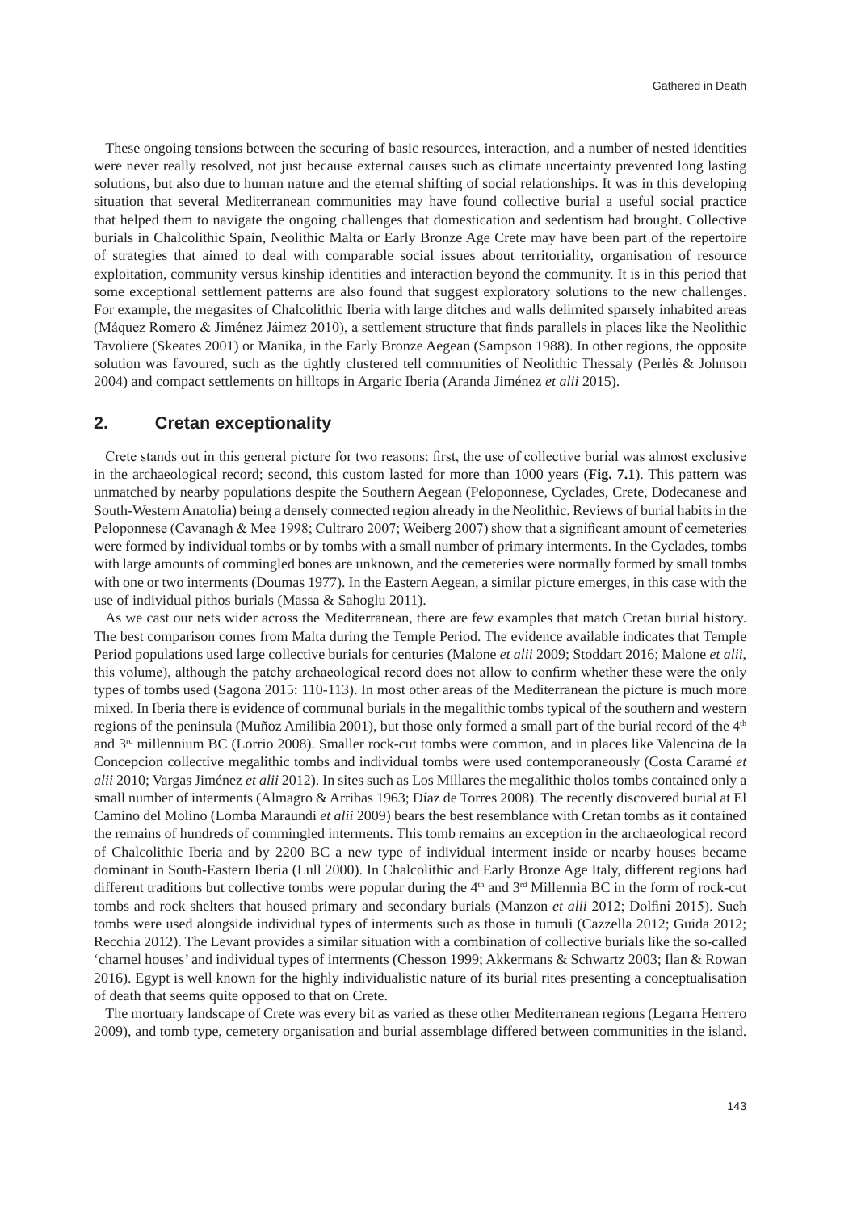These ongoing tensions between the securing of basic resources, interaction, and a number of nested identities were never really resolved, not just because external causes such as climate uncertainty prevented long lasting solutions, but also due to human nature and the eternal shifting of social relationships. It was in this developing situation that several Mediterranean communities may have found collective burial a useful social practice that helped them to navigate the ongoing challenges that domestication and sedentism had brought. Collective burials in Chalcolithic Spain, Neolithic Malta or Early Bronze Age Crete may have been part of the repertoire of strategies that aimed to deal with comparable social issues about territoriality, organisation of resource exploitation, community versus kinship identities and interaction beyond the community. It is in this period that some exceptional settlement patterns are also found that suggest exploratory solutions to the new challenges. For example, the megasites of Chalcolithic Iberia with large ditches and walls delimited sparsely inhabited areas (Máquez Romero & Jiménez Jáimez 2010), a settlement structure that finds parallels in places like the Neolithic Tavoliere (Skeates 2001) or Manika, in the Early Bronze Aegean (Sampson 1988). In other regions, the opposite solution was favoured, such as the tightly clustered tell communities of Neolithic Thessaly (Perlès & Johnson 2004) and compact settlements on hilltops in Argaric Iberia (Aranda Jiménez *et alii* 2015).

## 2. Cretan exceptionality

Crete stands out in this general picture for two reasons: first, the use of collective burial was almost exclusive in the archaeological record; second, this custom lasted for more than 1000 years (**Fig. 7.1**). This pattern was unmatched by nearby populations despite the Southern Aegean (Peloponnese, Cyclades, Crete, Dodecanese and South-Western Anatolia) being a densely connected region already in the Neolithic. Reviews of burial habits in the Peloponnese (Cavanagh & Mee 1998; Cultraro 2007; Weiberg 2007) show that a significant amount of cemeteries were formed by individual tombs or by tombs with a small number of primary interments. In the Cyclades, tombs with large amounts of commingled bones are unknown, and the cemeteries were normally formed by small tombs with one or two interments (Doumas 1977). In the Eastern Aegean, a similar picture emerges, in this case with the use of individual pithos burials (Massa & Sahoglu 2011).

As we cast our nets wider across the Mediterranean, there are few examples that match Cretan burial history. The best comparison comes from Malta during the Temple Period. The evidence available indicates that Temple Period populations used large collective burials for centuries (Malone *et alii* 2009; Stoddart 2016; Malone *et alii*, this volume), although the patchy archaeological record does not allow to confirm whether these were the only types of tombs used (Sagona 2015: 110-113). In most other areas of the Mediterranean the picture is much more mixed. In Iberia there is evidence of communal burials in the megalithic tombs typical of the southern and western regions of the peninsula (Muñoz Amilibia 2001), but those only formed a small part of the burial record of the 4th and 3rd millennium BC (Lorrio 2008). Smaller rock-cut tombs were common, and in places like Valencina de la Concepcion collective megalithic tombs and individual tombs were used contemporaneously (Costa Caramé *et alii* 2010; Vargas Jiménez *et alii* 2012). In sites such as Los Millares the megalithic tholos tombs contained only a small number of interments (Almagro & Arribas 1963; Díaz de Torres 2008). The recently discovered burial at El Camino del Molino (Lomba Maraundi *et alii* 2009) bears the best resemblance with Cretan tombs as it contained the remains of hundreds of commingled interments. This tomb remains an exception in the archaeological record of Chalcolithic Iberia and by 2200 BC a new type of individual interment inside or nearby houses became dominant in South-Eastern Iberia (Lull 2000). In Chalcolithic and Early Bronze Age Italy, different regions had different traditions but collective tombs were popular during the 4th and 3rd Millennia BC in the form of rock-cut tombs and rock shelters that housed primary and secondary burials (Manzon *et alii* 2012; Dolfini 2015). Such tombs were used alongside individual types of interments such as those in tumuli (Cazzella 2012; Guida 2012; Recchia 2012). The Levant provides a similar situation with a combination of collective burials like the so-called 'charnel houses' and individual types of interments (Chesson 1999; Akkermans & Schwartz 2003; Ilan & Rowan 2016). Egypt is well known for the highly individualistic nature of its burial rites presenting a conceptualisation of death that seems quite opposed to that on Crete.

The mortuary landscape of Crete was every bit as varied as these other Mediterranean regions (Legarra Herrero 2009), and tomb type, cemetery organisation and burial assemblage differed between communities in the island.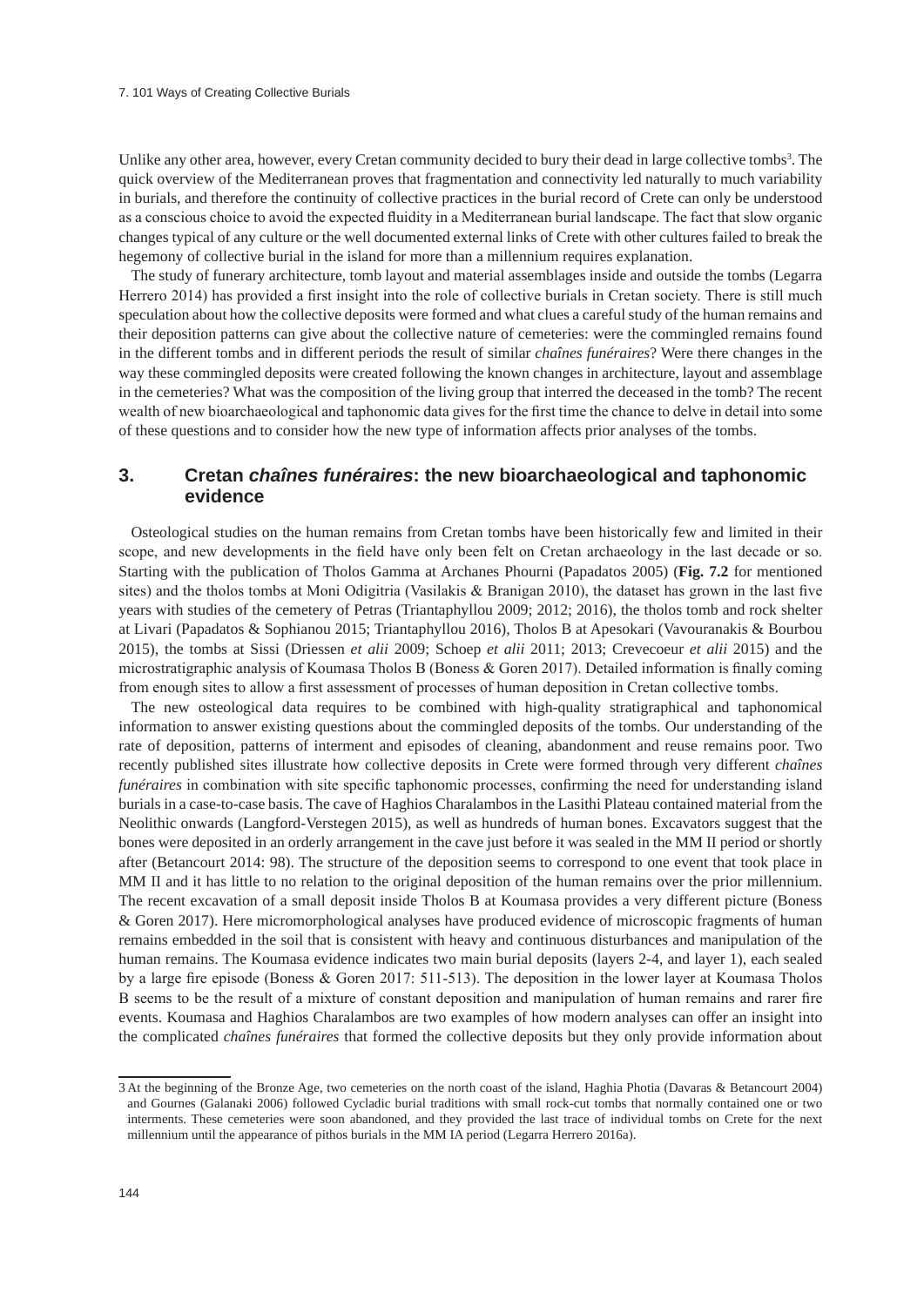Unlike any other area, however, every Cretan community decided to bury their dead in large collective tombs[3]. The quick overview of the Mediterranean proves that fragmentation and connectivity led naturally to much variability in burials, and therefore the continuity of collective practices in the burial record of Crete can only be understood as a conscious choice to avoid the expected fluidity in a Mediterranean burial landscape. The fact that slow organic changes typical of any culture or the well documented external links of Crete with other cultures failed to break the hegemony of collective burial in the island for more than a millennium requires explanation.

The study of funerary architecture, tomb layout and material assemblages inside and outside the tombs (Legarra Herrero 2014) has provided a first insight into the role of collective burials in Cretan society. There is still much speculation about how the collective deposits were formed and what clues a careful study of the human remains and their deposition patterns can give about the collective nature of cemeteries: were the commingled remains found in the different tombs and in different periods the result of similar *chaînes funéraires*? Were there changes in the way these commingled deposits were created following the known changes in architecture, layout and assemblage in the cemeteries? What was the composition of the living group that interred the deceased in the tomb? The recent wealth of new bioarchaeological and taphonomic data gives for the first time the chance to delve in detail into some of these questions and to consider how the new type of information affects prior analyses of the tombs.

## 3. Cretan *chaînes funéraires*: the new bioarchaeological and taphonomic evidence

Osteological studies on the human remains from Cretan tombs have been historically few and limited in their scope, and new developments in the field have only been felt on Cretan archaeology in the last decade or so. Starting with the publication of Tholos Gamma at Archanes Phourni (Papadatos 2005) (**Fig. 7.2** for mentioned sites) and the tholos tombs at Moni Odigitria (Vasilakis & Branigan 2010), the dataset has grown in the last five years with studies of the cemetery of Petras (Triantaphyllou 2009; 2012; 2016), the tholos tomb and rock shelter at Livari (Papadatos & Sophianou 2015; Triantaphyllou 2016), Tholos B at Apesokari (Vavouranakis & Bourbou 2015), the tombs at Sissi (Driessen *et alii* 2009; Schoep *et alii* 2011; 2013; Crevecoeur *et alii* 2015) and the microstratigraphic analysis of Koumasa Tholos B (Boness & Goren 2017). Detailed information is finally coming from enough sites to allow a first assessment of processes of human deposition in Cretan collective tombs.

The new osteological data requires to be combined with high-quality stratigraphical and taphonomical information to answer existing questions about the commingled deposits of the tombs. Our understanding of the rate of deposition, patterns of interment and episodes of cleaning, abandonment and reuse remains poor. Two recently published sites illustrate how collective deposits in Crete were formed through very different *chaînes funéraires* in combination with site specific taphonomic processes, confirming the need for understanding island burials in a case-to-case basis. The cave of Haghios Charalambos in the Lasithi Plateau contained material from the Neolithic onwards (Langford-Verstegen 2015), as well as hundreds of human bones. Excavators suggest that the bones were deposited in an orderly arrangement in the cave just before it was sealed in the MM II period or shortly after (Betancourt 2014: 98). The structure of the deposition seems to correspond to one event that took place in MM II and it has little to no relation to the original deposition of the human remains over the prior millennium. The recent excavation of a small deposit inside Tholos B at Koumasa provides a very different picture (Boness & Goren 2017). Here micromorphological analyses have produced evidence of microscopic fragments of human remains embedded in the soil that is consistent with heavy and continuous disturbances and manipulation of the human remains. The Koumasa evidence indicates two main burial deposits (layers 2-4, and layer 1), each sealed by a large fire episode (Boness & Goren 2017: 511-513). The deposition in the lower layer at Koumasa Tholos B seems to be the result of a mixture of constant deposition and manipulation of human remains and rarer fire events. Koumasa and Haghios Charalambos are two examples of how modern analyses can offer an insight into the complicated *chaînes funéraires* that formed the collective deposits but they only provide information about

---

[3] At the beginning of the Bronze Age, two cemeteries on the north coast of the island, Haghia Photia (Davaras & Betancourt 2004) and Gournes (Galanaki 2006) followed Cycladic burial traditions with small rock-cut tombs that normally contained one or two interments. These cemeteries were soon abandoned, and they provided the last trace of individual tombs on Crete for the next millennium until the appearance of pithos burials in the MM IA period (Legarra Herrero 2016a).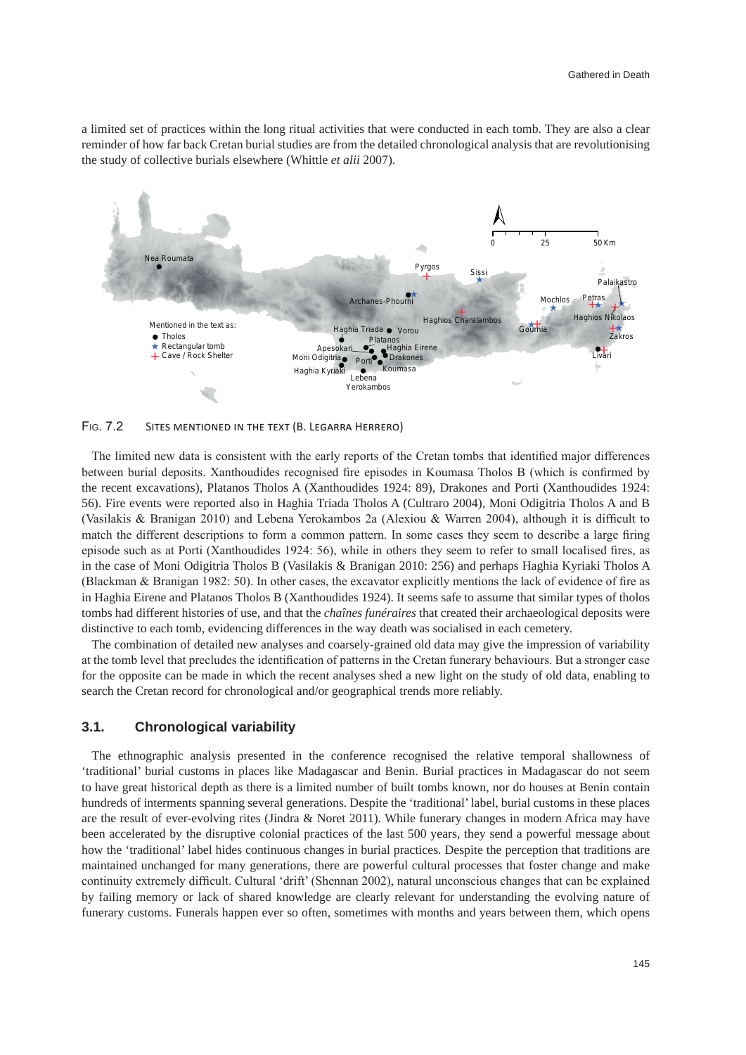a limited set of practices within the long ritual activities that were conducted in each tomb. They are also a clear reminder of how far back Cretan burial studies are from the detailed chronological analysis that are revolutionising the study of collective burials elsewhere (Whittle *et alii* 2007).

Fig. 7.2 Sites mentioned in the text (B. Legarra Herrero)

The limited new data is consistent with the early reports of the Cretan tombs that identified major differences between burial deposits. Xanthoudides recognised fire episodes in Koumasa Tholos B (which is confirmed by the recent excavations), Platanos Tholos A (Xanthoudides 1924: 89), Drakones and Porti (Xanthoudides 1924: 56). Fire events were reported also in Haghia Triada Tholos A (Cultraro 2004), Moni Odigitria Tholos A and B (Vasilakis & Branigan 2010) and Lebena Yerokambos 2a (Alexiou & Warren 2004), although it is difficult to match the different descriptions to form a common pattern. In some cases they seem to describe a large firing episode such as at Porti (Xanthoudides 1924: 56), while in others they seem to refer to small localised fires, as in the case of Moni Odigitria Tholos B (Vasilakis & Branigan 2010: 256) and perhaps Haghia Kyriaki Tholos A (Blackman & Branigan 1982: 50). In other cases, the excavator explicitly mentions the lack of evidence of fire as in Haghia Eirene and Platanos Tholos B (Xanthoudides 1924). It seems safe to assume that similar types of tholos tombs had different histories of use, and that the *chaînes funéraires* that created their archaeological deposits were distinctive to each tomb, evidencing differences in the way death was socialised in each cemetery.

The combination of detailed new analyses and coarsely-grained old data may give the impression of variability at the tomb level that precludes the identification of patterns in the Cretan funerary behaviours. But a stronger case for the opposite can be made in which the recent analyses shed a new light on the study of old data, enabling to search the Cretan record for chronological and/or geographical trends more reliably.

### 3.1. Chronological variability

The ethnographic analysis presented in the conference recognised the relative temporal shallowness of 'traditional' burial customs in places like Madagascar and Benin. Burial practices in Madagascar do not seem to have great historical depth as there is a limited number of built tombs known, nor do houses at Benin contain hundreds of interments spanning several generations. Despite the 'traditional' label, burial customs in these places are the result of ever-evolving rites (Jindra & Noret 2011). While funerary changes in modern Africa may have been accelerated by the disruptive colonial practices of the last 500 years, they send a powerful message about how the 'traditional' label hides continuous changes in burial practices. Despite the perception that traditions are maintained unchanged for many generations, there are powerful cultural processes that foster change and make continuity extremely difficult. Cultural 'drift' (Shennan 2002), natural unconscious changes that can be explained by failing memory or lack of shared knowledge are clearly relevant for understanding the evolving nature of funerary customs. Funerals happen ever so often, sometimes with months and years between them, which opens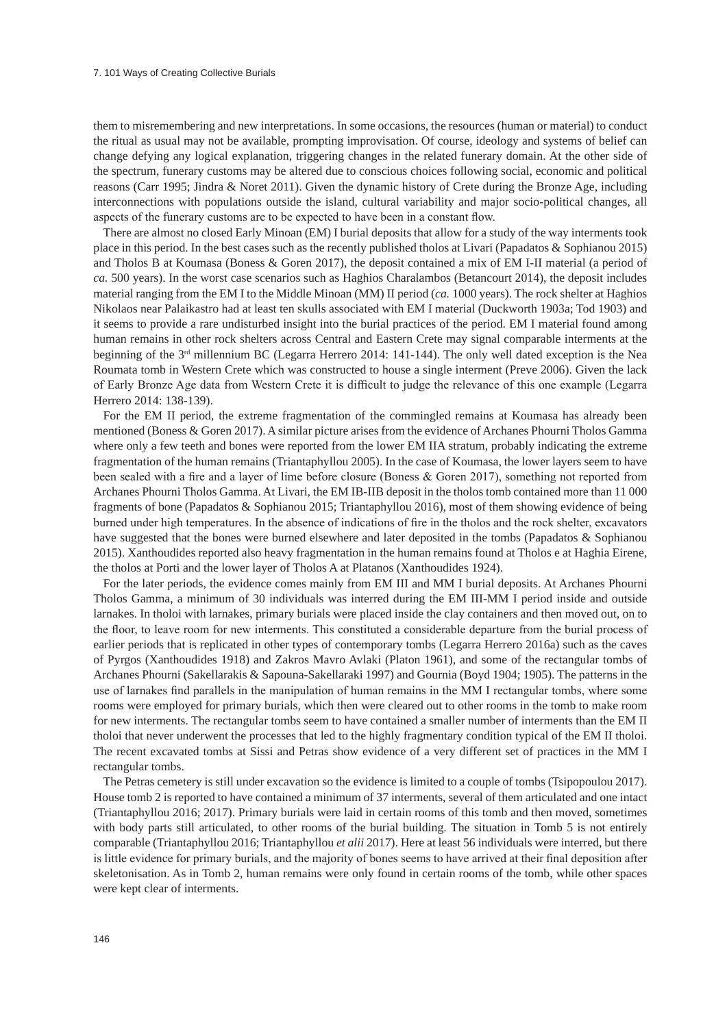them to misremembering and new interpretations. In some occasions, the resources (human or material) to conduct the ritual as usual may not be available, prompting improvisation. Of course, ideology and systems of belief can change defying any logical explanation, triggering changes in the related funerary domain. At the other side of the spectrum, funerary customs may be altered due to conscious choices following social, economic and political reasons (Carr 1995; Jindra & Noret 2011). Given the dynamic history of Crete during the Bronze Age, including interconnections with populations outside the island, cultural variability and major socio-political changes, all aspects of the funerary customs are to be expected to have been in a constant flow.

There are almost no closed Early Minoan (EM) I burial deposits that allow for a study of the way interments took place in this period. In the best cases such as the recently published tholos at Livari (Papadatos & Sophianou 2015) and Tholos B at Koumasa (Boness & Goren 2017), the deposit contained a mix of EM I-II material (a period of *ca.* 500 years). In the worst case scenarios such as Haghios Charalambos (Betancourt 2014), the deposit includes material ranging from the EM I to the Middle Minoan (MM) II period (*ca.* 1000 years). The rock shelter at Haghios Nikolaos near Palaikastro had at least ten skulls associated with EM I material (Duckworth 1903a; Tod 1903) and it seems to provide a rare undisturbed insight into the burial practices of the period. EM I material found among human remains in other rock shelters across Central and Eastern Crete may signal comparable interments at the beginning of the 3rd millennium BC (Legarra Herrero 2014: 141-144). The only well dated exception is the Nea Roumata tomb in Western Crete which was constructed to house a single interment (Preve 2006). Given the lack of Early Bronze Age data from Western Crete it is difficult to judge the relevance of this one example (Legarra Herrero 2014: 138-139).

For the EM II period, the extreme fragmentation of the commingled remains at Koumasa has already been mentioned (Boness & Goren 2017). A similar picture arises from the evidence of Archanes Phourni Tholos Gamma where only a few teeth and bones were reported from the lower EM IIA stratum, probably indicating the extreme fragmentation of the human remains (Triantaphyllou 2005). In the case of Koumasa, the lower layers seem to have been sealed with a fire and a layer of lime before closure (Boness & Goren 2017), something not reported from Archanes Phourni Tholos Gamma. At Livari, the EM IB-IIB deposit in the tholos tomb contained more than 11 000 fragments of bone (Papadatos & Sophianou 2015; Triantaphyllou 2016), most of them showing evidence of being burned under high temperatures. In the absence of indications of fire in the tholos and the rock shelter, excavators have suggested that the bones were burned elsewhere and later deposited in the tombs (Papadatos & Sophianou 2015). Xanthoudides reported also heavy fragmentation in the human remains found at Tholos e at Haghia Eirene, the tholos at Porti and the lower layer of Tholos A at Platanos (Xanthoudides 1924).

For the later periods, the evidence comes mainly from EM III and MM I burial deposits. At Archanes Phourni Tholos Gamma, a minimum of 30 individuals was interred during the EM III-MM I period inside and outside larnakes. In tholoi with larnakes, primary burials were placed inside the clay containers and then moved out, on to the floor, to leave room for new interments. This constituted a considerable departure from the burial process of earlier periods that is replicated in other types of contemporary tombs (Legarra Herrero 2016a) such as the caves of Pyrgos (Xanthoudides 1918) and Zakros Mavro Avlaki (Platon 1961), and some of the rectangular tombs of Archanes Phourni (Sakellarakis & Sapouna-Sakellaraki 1997) and Gournia (Boyd 1904; 1905). The patterns in the use of larnakes find parallels in the manipulation of human remains in the MM I rectangular tombs, where some rooms were employed for primary burials, which then were cleared out to other rooms in the tomb to make room for new interments. The rectangular tombs seem to have contained a smaller number of interments than the EM II tholoi that never underwent the processes that led to the highly fragmentary condition typical of the EM II tholoi. The recent excavated tombs at Sissi and Petras show evidence of a very different set of practices in the MM I rectangular tombs.

The Petras cemetery is still under excavation so the evidence is limited to a couple of tombs (Tsipopoulou 2017). House tomb 2 is reported to have contained a minimum of 37 interments, several of them articulated and one intact (Triantaphyllou 2016; 2017). Primary burials were laid in certain rooms of this tomb and then moved, sometimes with body parts still articulated, to other rooms of the burial building. The situation in Tomb 5 is not entirely comparable (Triantaphyllou 2016; Triantaphyllou *et alii* 2017). Here at least 56 individuals were interred, but there is little evidence for primary burials, and the majority of bones seems to have arrived at their final deposition after skeletonisation. As in Tomb 2, human remains were only found in certain rooms of the tomb, while other spaces were kept clear of interments.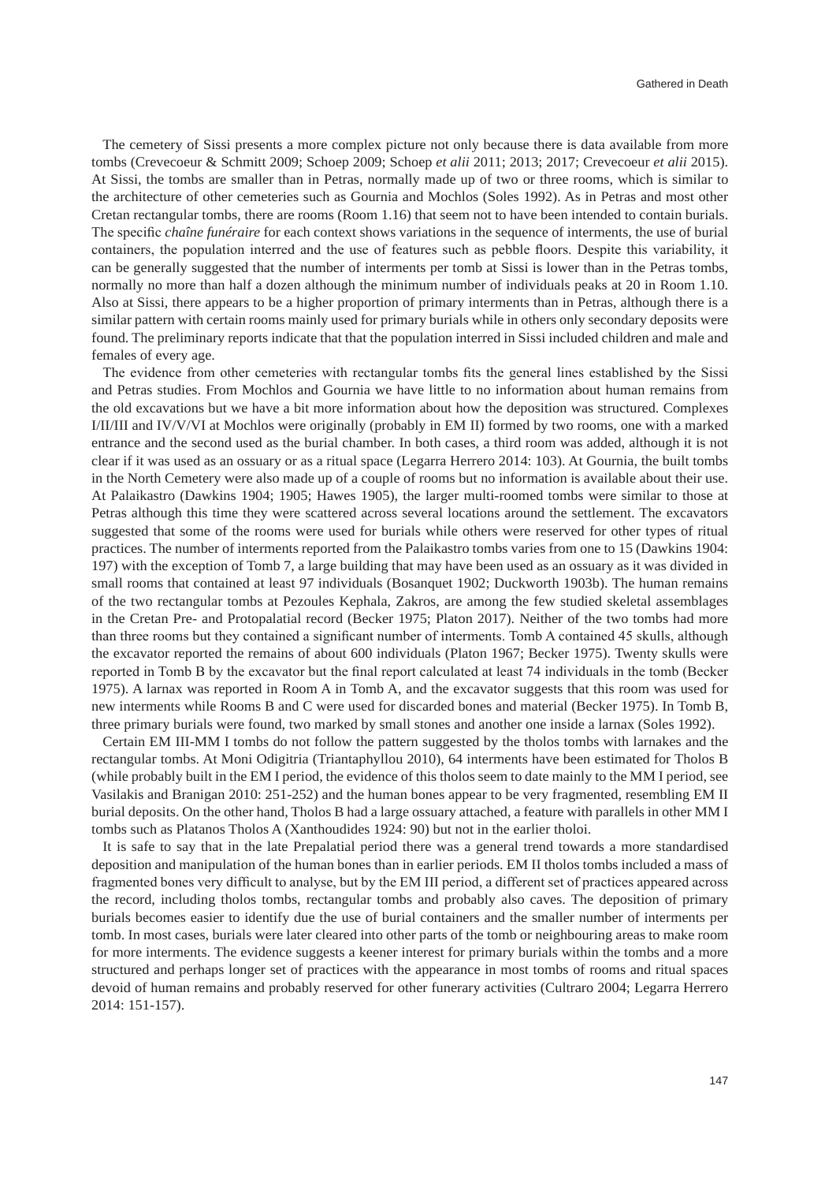The cemetery of Sissi presents a more complex picture not only because there is data available from more tombs (Crevecoeur & Schmitt 2009; Schoep 2009; Schoep *et alii* 2011; 2013; 2017; Crevecoeur *et alii* 2015). At Sissi, the tombs are smaller than in Petras, normally made up of two or three rooms, which is similar to the architecture of other cemeteries such as Gournia and Mochlos (Soles 1992). As in Petras and most other Cretan rectangular tombs, there are rooms (Room 1.16) that seem not to have been intended to contain burials. The specific *chaîne funéraire* for each context shows variations in the sequence of interments, the use of burial containers, the population interred and the use of features such as pebble floors. Despite this variability, it can be generally suggested that the number of interments per tomb at Sissi is lower than in the Petras tombs, normally no more than half a dozen although the minimum number of individuals peaks at 20 in Room 1.10. Also at Sissi, there appears to be a higher proportion of primary interments than in Petras, although there is a similar pattern with certain rooms mainly used for primary burials while in others only secondary deposits were found. The preliminary reports indicate that that the population interred in Sissi included children and male and females of every age.

The evidence from other cemeteries with rectangular tombs fits the general lines established by the Sissi and Petras studies. From Mochlos and Gournia we have little to no information about human remains from the old excavations but we have a bit more information about how the deposition was structured. Complexes I/II/III and IV/V/VI at Mochlos were originally (probably in EM II) formed by two rooms, one with a marked entrance and the second used as the burial chamber. In both cases, a third room was added, although it is not clear if it was used as an ossuary or as a ritual space (Legarra Herrero 2014: 103). At Gournia, the built tombs in the North Cemetery were also made up of a couple of rooms but no information is available about their use. At Palaikastro (Dawkins 1904; 1905; Hawes 1905), the larger multi-roomed tombs were similar to those at Petras although this time they were scattered across several locations around the settlement. The excavators suggested that some of the rooms were used for burials while others were reserved for other types of ritual practices. The number of interments reported from the Palaikastro tombs varies from one to 15 (Dawkins 1904: 197) with the exception of Tomb 7, a large building that may have been used as an ossuary as it was divided in small rooms that contained at least 97 individuals (Bosanquet 1902; Duckworth 1903b). The human remains of the two rectangular tombs at Pezoules Kephala, Zakros, are among the few studied skeletal assemblages in the Cretan Pre- and Protopalatial record (Becker 1975; Platon 2017). Neither of the two tombs had more than three rooms but they contained a significant number of interments. Tomb A contained 45 skulls, although the excavator reported the remains of about 600 individuals (Platon 1967; Becker 1975). Twenty skulls were reported in Tomb B by the excavator but the final report calculated at least 74 individuals in the tomb (Becker 1975). A larnax was reported in Room A in Tomb A, and the excavator suggests that this room was used for new interments while Rooms B and C were used for discarded bones and material (Becker 1975). In Tomb B, three primary burials were found, two marked by small stones and another one inside a larnax (Soles 1992).

Certain EM III-MM I tombs do not follow the pattern suggested by the tholos tombs with larnakes and the rectangular tombs. At Moni Odigitria (Triantaphyllou 2010), 64 interments have been estimated for Tholos B (while probably built in the EM I period, the evidence of this tholos seem to date mainly to the MM I period, see Vasilakis and Branigan 2010: 251-252) and the human bones appear to be very fragmented, resembling EM II burial deposits. On the other hand, Tholos B had a large ossuary attached, a feature with parallels in other MM I tombs such as Platanos Tholos A (Xanthoudides 1924: 90) but not in the earlier tholoi.

It is safe to say that in the late Prepalatial period there was a general trend towards a more standardised deposition and manipulation of the human bones than in earlier periods. EM II tholos tombs included a mass of fragmented bones very difficult to analyse, but by the EM III period, a different set of practices appeared across the record, including tholos tombs, rectangular tombs and probably also caves. The deposition of primary burials becomes easier to identify due the use of burial containers and the smaller number of interments per tomb. In most cases, burials were later cleared into other parts of the tomb or neighbouring areas to make room for more interments. The evidence suggests a keener interest for primary burials within the tombs and a more structured and perhaps longer set of practices with the appearance in most tombs of rooms and ritual spaces devoid of human remains and probably reserved for other funerary activities (Cultraro 2004; Legarra Herrero 2014: 151-157).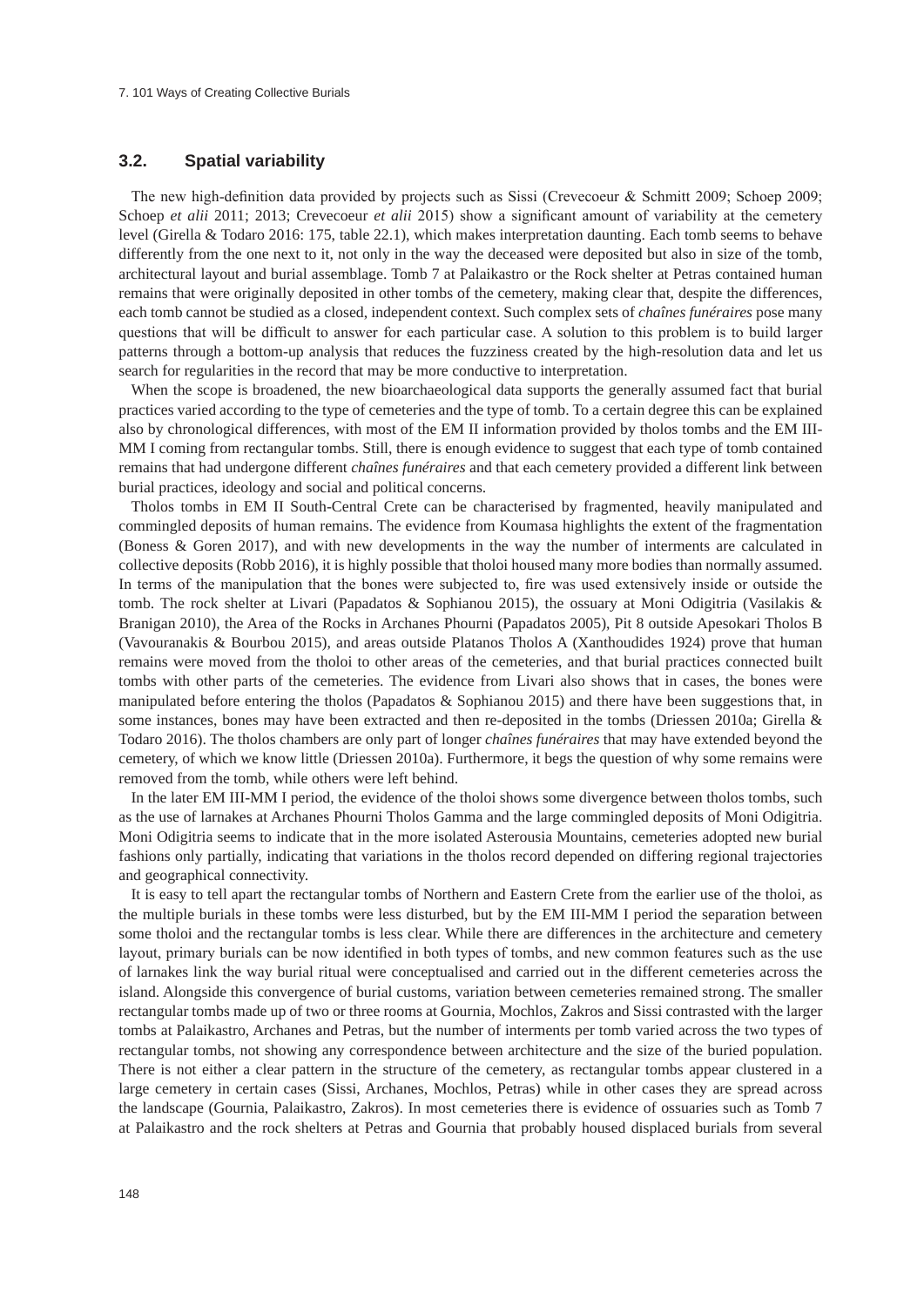### 3.2. Spatial variability

The new high-definition data provided by projects such as Sissi (Crevecoeur & Schmitt 2009; Schoep 2009; Schoep *et alii* 2011; 2013; Crevecoeur *et alii* 2015) show a significant amount of variability at the cemetery level (Girella & Todaro 2016: 175, table 22.1), which makes interpretation daunting. Each tomb seems to behave differently from the one next to it, not only in the way the deceased were deposited but also in size of the tomb, architectural layout and burial assemblage. Tomb 7 at Palaikastro or the Rock shelter at Petras contained human remains that were originally deposited in other tombs of the cemetery, making clear that, despite the differences, each tomb cannot be studied as a closed, independent context. Such complex sets of *chaînes funéraires* pose many questions that will be difficult to answer for each particular case. A solution to this problem is to build larger patterns through a bottom-up analysis that reduces the fuzziness created by the high-resolution data and let us search for regularities in the record that may be more conductive to interpretation.

When the scope is broadened, the new bioarchaeological data supports the generally assumed fact that burial practices varied according to the type of cemeteries and the type of tomb. To a certain degree this can be explained also by chronological differences, with most of the EM II information provided by tholos tombs and the EM III-MM I coming from rectangular tombs. Still, there is enough evidence to suggest that each type of tomb contained remains that had undergone different *chaînes funéraires* and that each cemetery provided a different link between burial practices, ideology and social and political concerns.

Tholos tombs in EM II South-Central Crete can be characterised by fragmented, heavily manipulated and commingled deposits of human remains. The evidence from Koumasa highlights the extent of the fragmentation (Boness & Goren 2017), and with new developments in the way the number of interments are calculated in collective deposits (Robb 2016), it is highly possible that tholoi housed many more bodies than normally assumed. In terms of the manipulation that the bones were subjected to, fire was used extensively inside or outside the tomb. The rock shelter at Livari (Papadatos & Sophianou 2015), the ossuary at Moni Odigitria (Vasilakis & Branigan 2010), the Area of the Rocks in Archanes Phourni (Papadatos 2005), Pit 8 outside Apesokari Tholos B (Vavouranakis & Bourbou 2015), and areas outside Platanos Tholos A (Xanthoudides 1924) prove that human remains were moved from the tholoi to other areas of the cemeteries, and that burial practices connected built tombs with other parts of the cemeteries. The evidence from Livari also shows that in cases, the bones were manipulated before entering the tholos (Papadatos & Sophianou 2015) and there have been suggestions that, in some instances, bones may have been extracted and then re-deposited in the tombs (Driessen 2010a; Girella & Todaro 2016). The tholos chambers are only part of longer *chaînes funéraires* that may have extended beyond the cemetery, of which we know little (Driessen 2010a). Furthermore, it begs the question of why some remains were removed from the tomb, while others were left behind.

In the later EM III-MM I period, the evidence of the tholoi shows some divergence between tholos tombs, such as the use of larnakes at Archanes Phourni Tholos Gamma and the large commingled deposits of Moni Odigitria. Moni Odigitria seems to indicate that in the more isolated Asterousia Mountains, cemeteries adopted new burial fashions only partially, indicating that variations in the tholos record depended on differing regional trajectories and geographical connectivity.

It is easy to tell apart the rectangular tombs of Northern and Eastern Crete from the earlier use of the tholoi, as the multiple burials in these tombs were less disturbed, but by the EM III-MM I period the separation between some tholoi and the rectangular tombs is less clear. While there are differences in the architecture and cemetery layout, primary burials can be now identified in both types of tombs, and new common features such as the use of larnakes link the way burial ritual were conceptualised and carried out in the different cemeteries across the island. Alongside this convergence of burial customs, variation between cemeteries remained strong. The smaller rectangular tombs made up of two or three rooms at Gournia, Mochlos, Zakros and Sissi contrasted with the larger tombs at Palaikastro, Archanes and Petras, but the number of interments per tomb varied across the two types of rectangular tombs, not showing any correspondence between architecture and the size of the buried population. There is not either a clear pattern in the structure of the cemetery, as rectangular tombs appear clustered in a large cemetery in certain cases (Sissi, Archanes, Mochlos, Petras) while in other cases they are spread across the landscape (Gournia, Palaikastro, Zakros). In most cemeteries there is evidence of ossuaries such as Tomb 7 at Palaikastro and the rock shelters at Petras and Gournia that probably housed displaced burials from several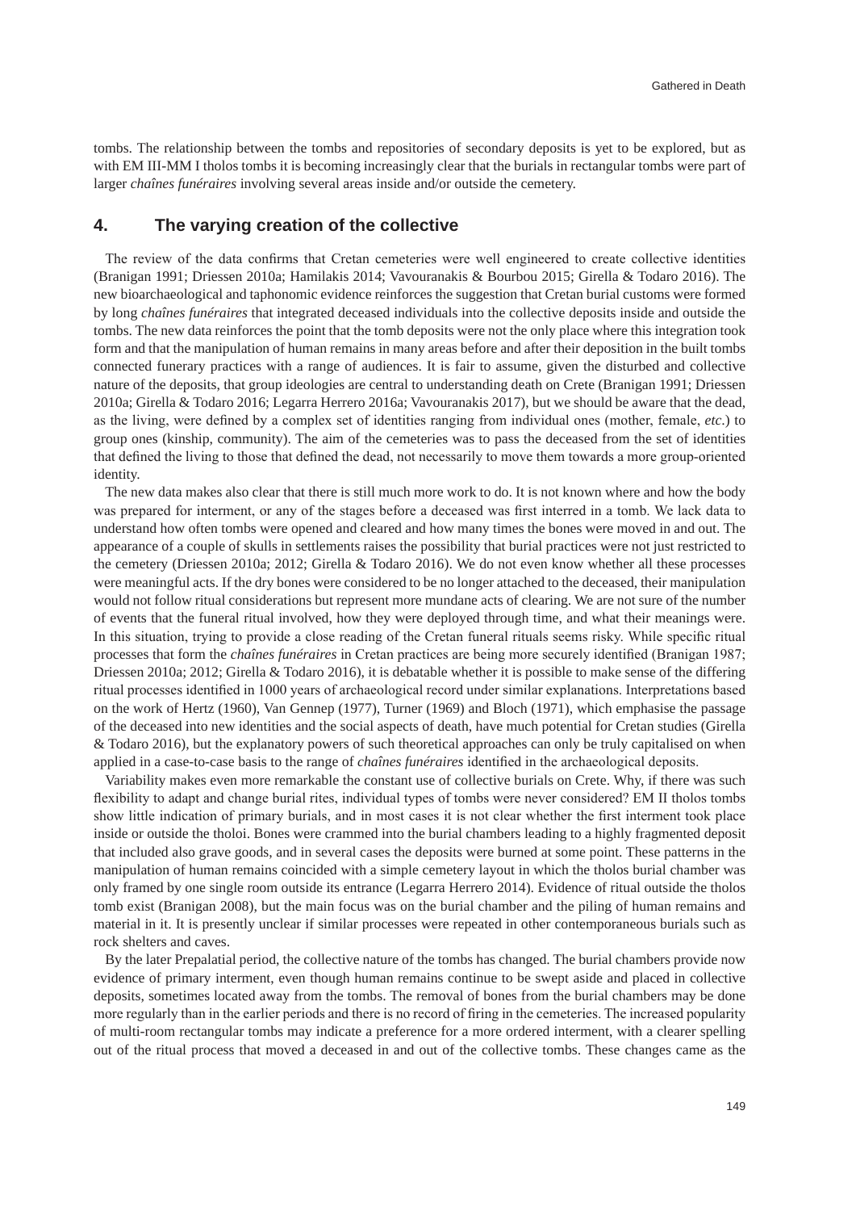tombs. The relationship between the tombs and repositories of secondary deposits is yet to be explored, but as with EM III-MM I tholos tombs it is becoming increasingly clear that the burials in rectangular tombs were part of larger *chaînes funéraires* involving several areas inside and/or outside the cemetery.

## 4. The varying creation of the collective

The review of the data confirms that Cretan cemeteries were well engineered to create collective identities (Branigan 1991; Driessen 2010a; Hamilakis 2014; Vavouranakis & Bourbou 2015; Girella & Todaro 2016). The new bioarchaeological and taphonomic evidence reinforces the suggestion that Cretan burial customs were formed by long *chaînes funéraires* that integrated deceased individuals into the collective deposits inside and outside the tombs. The new data reinforces the point that the tomb deposits were not the only place where this integration took form and that the manipulation of human remains in many areas before and after their deposition in the built tombs connected funerary practices with a range of audiences. It is fair to assume, given the disturbed and collective nature of the deposits, that group ideologies are central to understanding death on Crete (Branigan 1991; Driessen 2010a; Girella & Todaro 2016; Legarra Herrero 2016a; Vavouranakis 2017), but we should be aware that the dead, as the living, were defined by a complex set of identities ranging from individual ones (mother, female, *etc.*) to group ones (kinship, community). The aim of the cemeteries was to pass the deceased from the set of identities that defined the living to those that defined the dead, not necessarily to move them towards a more group-oriented identity.

The new data makes also clear that there is still much more work to do. It is not known where and how the body was prepared for interment, or any of the stages before a deceased was first interred in a tomb. We lack data to understand how often tombs were opened and cleared and how many times the bones were moved in and out. The appearance of a couple of skulls in settlements raises the possibility that burial practices were not just restricted to the cemetery (Driessen 2010a; 2012; Girella & Todaro 2016). We do not even know whether all these processes were meaningful acts. If the dry bones were considered to be no longer attached to the deceased, their manipulation would not follow ritual considerations but represent more mundane acts of clearing. We are not sure of the number of events that the funeral ritual involved, how they were deployed through time, and what their meanings were. In this situation, trying to provide a close reading of the Cretan funeral rituals seems risky. While specific ritual processes that form the *chaînes funéraires* in Cretan practices are being more securely identified (Branigan 1987; Driessen 2010a; 2012; Girella & Todaro 2016), it is debatable whether it is possible to make sense of the differing ritual processes identified in 1000 years of archaeological record under similar explanations. Interpretations based on the work of Hertz (1960), Van Gennep (1977), Turner (1969) and Bloch (1971), which emphasise the passage of the deceased into new identities and the social aspects of death, have much potential for Cretan studies (Girella & Todaro 2016), but the explanatory powers of such theoretical approaches can only be truly capitalised on when applied in a case-to-case basis to the range of *chaînes funéraires* identified in the archaeological deposits.

Variability makes even more remarkable the constant use of collective burials on Crete. Why, if there was such flexibility to adapt and change burial rites, individual types of tombs were never considered? EM II tholos tombs show little indication of primary burials, and in most cases it is not clear whether the first interment took place inside or outside the tholoi. Bones were crammed into the burial chambers leading to a highly fragmented deposit that included also grave goods, and in several cases the deposits were burned at some point. These patterns in the manipulation of human remains coincided with a simple cemetery layout in which the tholos burial chamber was only framed by one single room outside its entrance (Legarra Herrero 2014). Evidence of ritual outside the tholos tomb exist (Branigan 2008), but the main focus was on the burial chamber and the piling of human remains and material in it. It is presently unclear if similar processes were repeated in other contemporaneous burials such as rock shelters and caves.

By the later Prepalatial period, the collective nature of the tombs has changed. The burial chambers provide now evidence of primary interment, even though human remains continue to be swept aside and placed in collective deposits, sometimes located away from the tombs. The removal of bones from the burial chambers may be done more regularly than in the earlier periods and there is no record of firing in the cemeteries. The increased popularity of multi-room rectangular tombs may indicate a preference for a more ordered interment, with a clearer spelling out of the ritual process that moved a deceased in and out of the collective tombs. These changes came as the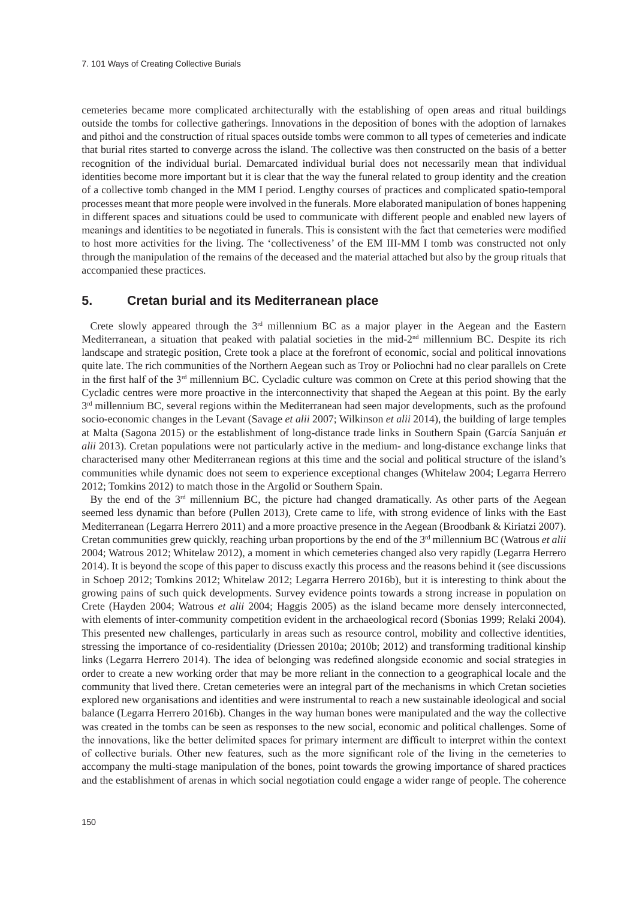cemeteries became more complicated architecturally with the establishing of open areas and ritual buildings outside the tombs for collective gatherings. Innovations in the deposition of bones with the adoption of larnakes and pithoi and the construction of ritual spaces outside tombs were common to all types of cemeteries and indicate that burial rites started to converge across the island. The collective was then constructed on the basis of a better recognition of the individual burial. Demarcated individual burial does not necessarily mean that individual identities become more important but it is clear that the way the funeral related to group identity and the creation of a collective tomb changed in the MM I period. Lengthy courses of practices and complicated spatio-temporal processes meant that more people were involved in the funerals. More elaborated manipulation of bones happening in different spaces and situations could be used to communicate with different people and enabled new layers of meanings and identities to be negotiated in funerals. This is consistent with the fact that cemeteries were modified to host more activities for the living. The 'collectiveness' of the EM III-MM I tomb was constructed not only through the manipulation of the remains of the deceased and the material attached but also by the group rituals that accompanied these practices.

## 5. Cretan burial and its Mediterranean place

Crete slowly appeared through the 3rd millennium BC as a major player in the Aegean and the Eastern Mediterranean, a situation that peaked with palatial societies in the mid-2nd millennium BC. Despite its rich landscape and strategic position, Crete took a place at the forefront of economic, social and political innovations quite late. The rich communities of the Northern Aegean such as Troy or Poliochni had no clear parallels on Crete in the first half of the 3rd millennium BC. Cycladic culture was common on Crete at this period showing that the Cycladic centres were more proactive in the interconnectivity that shaped the Aegean at this point. By the early 3rd millennium BC, several regions within the Mediterranean had seen major developments, such as the profound socio-economic changes in the Levant (Savage *et alii* 2007; Wilkinson *et alii* 2014), the building of large temples at Malta (Sagona 2015) or the establishment of long-distance trade links in Southern Spain (García Sanjuán *et alii* 2013). Cretan populations were not particularly active in the medium- and long-distance exchange links that characterised many other Mediterranean regions at this time and the social and political structure of the island's communities while dynamic does not seem to experience exceptional changes (Whitelaw 2004; Legarra Herrero 2012; Tomkins 2012) to match those in the Argolid or Southern Spain.

By the end of the 3rd millennium BC, the picture had changed dramatically. As other parts of the Aegean seemed less dynamic than before (Pullen 2013), Crete came to life, with strong evidence of links with the East Mediterranean (Legarra Herrero 2011) and a more proactive presence in the Aegean (Broodbank & Kiriatzi 2007). Cretan communities grew quickly, reaching urban proportions by the end of the 3rd millennium BC (Watrous *et alii* 2004; Watrous 2012; Whitelaw 2012), a moment in which cemeteries changed also very rapidly (Legarra Herrero 2014). It is beyond the scope of this paper to discuss exactly this process and the reasons behind it (see discussions in Schoep 2012; Tomkins 2012; Whitelaw 2012; Legarra Herrero 2016b), but it is interesting to think about the growing pains of such quick developments. Survey evidence points towards a strong increase in population on Crete (Hayden 2004; Watrous *et alii* 2004; Haggis 2005) as the island became more densely interconnected, with elements of inter-community competition evident in the archaeological record (Sbonias 1999; Relaki 2004). This presented new challenges, particularly in areas such as resource control, mobility and collective identities, stressing the importance of co-residentiality (Driessen 2010a; 2010b; 2012) and transforming traditional kinship links (Legarra Herrero 2014). The idea of belonging was redefined alongside economic and social strategies in order to create a new working order that may be more reliant in the connection to a geographical locale and the community that lived there. Cretan cemeteries were an integral part of the mechanisms in which Cretan societies explored new organisations and identities and were instrumental to reach a new sustainable ideological and social balance (Legarra Herrero 2016b). Changes in the way human bones were manipulated and the way the collective was created in the tombs can be seen as responses to the new social, economic and political challenges. Some of the innovations, like the better delimited spaces for primary interment are difficult to interpret within the context of collective burials. Other new features, such as the more significant role of the living in the cemeteries to accompany the multi-stage manipulation of the bones, point towards the growing importance of shared practices and the establishment of arenas in which social negotiation could engage a wider range of people. The coherence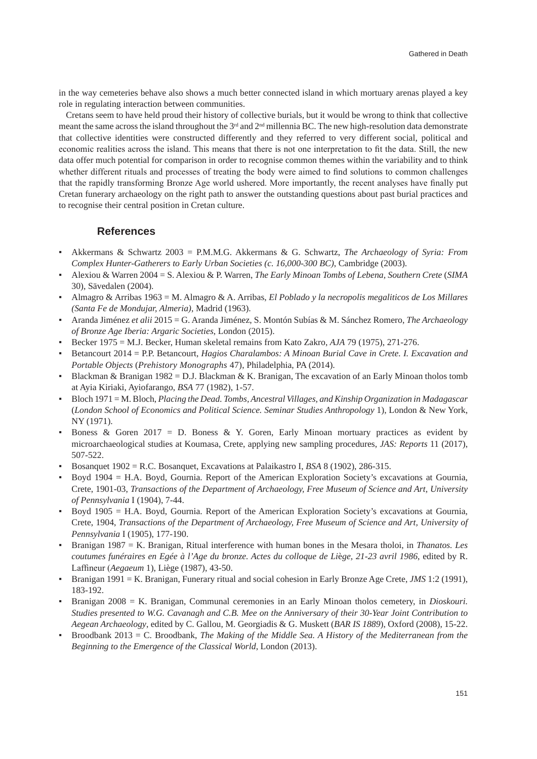in the way cemeteries behave also shows a much better connected island in which mortuary arenas played a key role in regulating interaction between communities.

Cretans seem to have held proud their history of collective burials, but it would be wrong to think that collective meant the same across the island throughout the 3rd and 2nd millennia BC. The new high-resolution data demonstrate that collective identities were constructed differently and they referred to very different social, political and economic realities across the island. This means that there is not one interpretation to fit the data. Still, the new data offer much potential for comparison in order to recognise common themes within the variability and to think whether different rituals and processes of treating the body were aimed to find solutions to common challenges that the rapidly transforming Bronze Age world ushered. More importantly, the recent analyses have finally put Cretan funerary archaeology on the right path to answer the outstanding questions about past burial practices and to recognise their central position in Cretan culture.

## References

- Akkermans & Schwartz 2003 = P.M.M.G. Akkermans & G. Schwartz, *The Archaeology of Syria: From Complex Hunter-Gatherers to Early Urban Societies (c. 16,000-300 BC)*, Cambridge (2003).
- Alexiou & Warren 2004 = S. Alexiou & P. Warren, *The Early Minoan Tombs of Lebena, Southern Crete* (*SIMA* 30), Sävedalen (2004).
- Almagro & Arribas 1963 = M. Almagro & A. Arribas, *El Poblado y la necropolis megaliticos de Los Millares (Santa Fe de Mondujar, Almeria)*, Madrid (1963).
- Aranda Jiménez *et alii* 2015 = G. Aranda Jiménez, S. Montón Subías & M. Sánchez Romero, *The Archaeology of Bronze Age Iberia: Argaric Societies*, London (2015).
- Becker 1975 = M.J. Becker, Human skeletal remains from Kato Zakro, *AJA* 79 (1975), 271-276.
- Betancourt 2014 = P.P. Betancourt, *Hagios Charalambos: A Minoan Burial Cave in Crete. I. Excavation and Portable Objects* (*Prehistory Monographs* 47), Philadelphia, PA (2014).
- Blackman & Branigan 1982 = D.J. Blackman & K. Branigan, The excavation of an Early Minoan tholos tomb at Ayia Kiriaki, Ayiofarango, *BSA* 77 (1982), 1-57.
- Bloch 1971 = M. Bloch, *Placing the Dead. Tombs, Ancestral Villages, and Kinship Organization in Madagascar* (*London School of Economics and Political Science. Seminar Studies Anthropology* 1), London & New York, NY (1971).
- Boness & Goren 2017 = D. Boness & Y. Goren, Early Minoan mortuary practices as evident by microarchaeological studies at Koumasa, Crete, applying new sampling procedures, *JAS: Reports* 11 (2017), 507-522.
- Bosanquet 1902 = R.C. Bosanquet, Excavations at Palaikastro I, *BSA* 8 (1902), 286-315.
- Boyd 1904 = H.A. Boyd, Gournia. Report of the American Exploration Society's excavations at Gournia, Crete, 1901-03, *Transactions of the Department of Archaeology, Free Museum of Science and Art, University of Pennsylvania* I (1904), 7-44.
- Boyd 1905 = H.A. Boyd, Gournia. Report of the American Exploration Society's excavations at Gournia, Crete, 1904, *Transactions of the Department of Archaeology, Free Museum of Science and Art, University of Pennsylvania* I (1905), 177-190.
- Branigan 1987 = K. Branigan, Ritual interference with human bones in the Mesara tholoi, in *Thanatos. Les coutumes funéraires en Egée à l'Age du bronze. Actes du colloque de Liège, 21-23 avril 1986*, edited by R. Laffineur (*Aegaeum* 1), Liège (1987), 43-50.
- Branigan 1991 = K. Branigan, Funerary ritual and social cohesion in Early Bronze Age Crete, *JMS* 1:2 (1991), 183-192.
- Branigan 2008 = K. Branigan, Communal ceremonies in an Early Minoan tholos cemetery, in *Dioskouri. Studies presented to W.G. Cavanagh and C.B. Mee on the Anniversary of their 30-Year Joint Contribution to Aegean Archaeology*, edited by C. Gallou, M. Georgiadis & G. Muskett (*BAR IS 1889*), Oxford (2008), 15-22.
- Broodbank 2013 = C. Broodbank, *The Making of the Middle Sea. A History of the Mediterranean from the Beginning to the Emergence of the Classical World*, London (2013).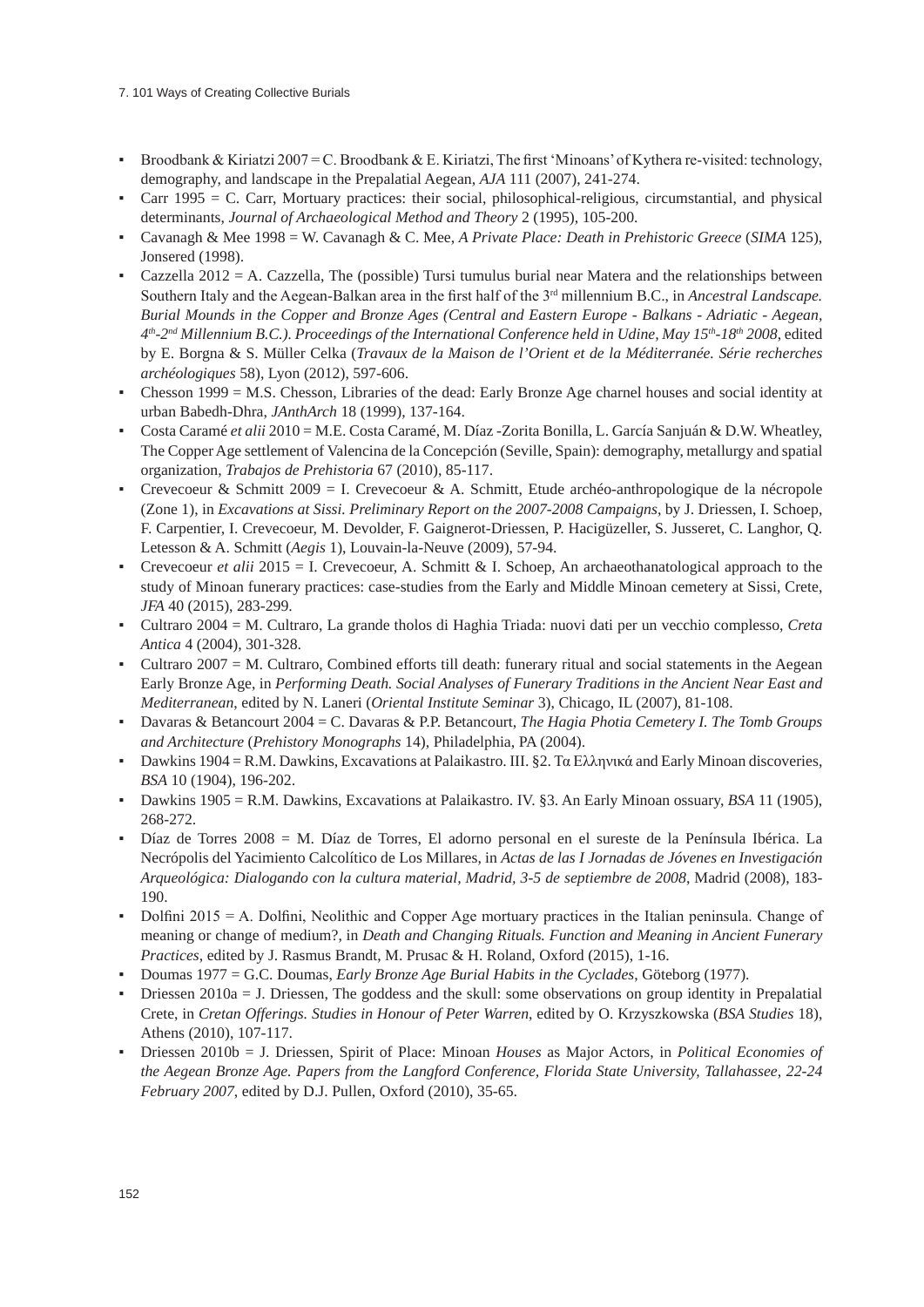- Broodbank & Kiriatzi 2007 = C. Broodbank & E. Kiriatzi, The first 'Minoans' of Kythera re-visited: technology, demography, and landscape in the Prepalatial Aegean, *AJA* 111 (2007), 241-274.
- Carr 1995 = C. Carr, Mortuary practices: their social, philosophical-religious, circumstantial, and physical determinants, *Journal of Archaeological Method and Theory* 2 (1995), 105-200.
- Cavanagh & Mee 1998 = W. Cavanagh & C. Mee, *A Private Place: Death in Prehistoric Greece* (*SIMA* 125), Jonsered (1998).
- Cazzella 2012 = A. Cazzella, The (possible) Tursi tumulus burial near Matera and the relationships between Southern Italy and the Aegean-Balkan area in the first half of the 3rd millennium B.C., in *Ancestral Landscape. Burial Mounds in the Copper and Bronze Ages (Central and Eastern Europe - Balkans - Adriatic - Aegean, 4th-2nd Millennium B.C.). Proceedings of the International Conference held in Udine, May 15th-18th 2008*, edited by E. Borgna & S. Müller Celka (*Travaux de la Maison de l'Orient et de la Méditerranée. Série recherches archéologiques* 58), Lyon (2012), 597-606.
- Chesson 1999 = M.S. Chesson, Libraries of the dead: Early Bronze Age charnel houses and social identity at urban Babedh-Dhra, *JAnthArch* 18 (1999), 137-164.
- Costa Caramé *et alii* 2010 = M.E. Costa Caramé, M. Díaz -Zorita Bonilla, L. García Sanjuán & D.W. Wheatley, The Copper Age settlement of Valencina de la Concepción (Seville, Spain): demography, metallurgy and spatial organization, *Trabajos de Prehistoria* 67 (2010), 85-117.
- Crevecoeur & Schmitt 2009 = I. Crevecoeur & A. Schmitt, Etude archéo-anthropologique de la nécropole (Zone 1), in *Excavations at Sissi. Preliminary Report on the 2007-2008 Campaigns*, by J. Driessen, I. Schoep, F. Carpentier, I. Crevecoeur, M. Devolder, F. Gaignerot-Driessen, P. Hacigüzeller, S. Jusseret, C. Langhor, Q. Letesson & A. Schmitt (*Aegis* 1), Louvain-la-Neuve (2009), 57-94.
- Crevecoeur *et alii* 2015 = I. Crevecoeur, A. Schmitt & I. Schoep, An archaeothanatological approach to the study of Minoan funerary practices: case-studies from the Early and Middle Minoan cemetery at Sissi, Crete, *JFA* 40 (2015), 283-299.
- Cultraro 2004 = M. Cultraro, La grande tholos di Haghia Triada: nuovi dati per un vecchio complesso, *Creta Antica* 4 (2004), 301-328.
- Cultraro 2007 = M. Cultraro, Combined efforts till death: funerary ritual and social statements in the Aegean Early Bronze Age, in *Performing Death. Social Analyses of Funerary Traditions in the Ancient Near East and Mediterranean*, edited by N. Laneri (*Oriental Institute Seminar* 3), Chicago, IL (2007), 81-108.
- Davaras & Betancourt 2004 = C. Davaras & P.P. Betancourt, *The Hagia Photia Cemetery I. The Tomb Groups and Architecture* (*Prehistory Monographs* 14), Philadelphia, PA (2004).
- Dawkins 1904 = R.M. Dawkins, Excavations at Palaikastro. III. §2. Tα Ελληνικά and Early Minoan discoveries, *BSA* 10 (1904), 196-202.
- Dawkins 1905 = R.M. Dawkins, Excavations at Palaikastro. IV. §3. An Early Minoan ossuary, *BSA* 11 (1905), 268-272.
- Díaz de Torres 2008 = M. Díaz de Torres, El adorno personal en el sureste de la Península Ibérica. La Necrópolis del Yacimiento Calcolítico de Los Millares, in *Actas de las I Jornadas de Jóvenes en Investigación Arqueológica: Dialogando con la cultura material, Madrid, 3-5 de septiembre de 2008*, Madrid (2008), 183-190.
- Dolfini 2015 = A. Dolfini, Neolithic and Copper Age mortuary practices in the Italian peninsula. Change of meaning or change of medium?, in *Death and Changing Rituals. Function and Meaning in Ancient Funerary Practices*, edited by J. Rasmus Brandt, M. Prusac & H. Roland, Oxford (2015), 1-16.
- Doumas 1977 = G.C. Doumas, *Early Bronze Age Burial Habits in the Cyclades*, Göteborg (1977).
- Driessen 2010a = J. Driessen, The goddess and the skull: some observations on group identity in Prepalatial Crete, in *Cretan Offerings. Studies in Honour of Peter Warren*, edited by O. Krzyszkowska (*BSA Studies* 18), Athens (2010), 107-117.
- Driessen 2010b = J. Driessen, Spirit of Place: Minoan *Houses* as Major Actors, in *Political Economies of the Aegean Bronze Age. Papers from the Langford Conference, Florida State University, Tallahassee, 22-24 February 2007*, edited by D.J. Pullen, Oxford (2010), 35-65.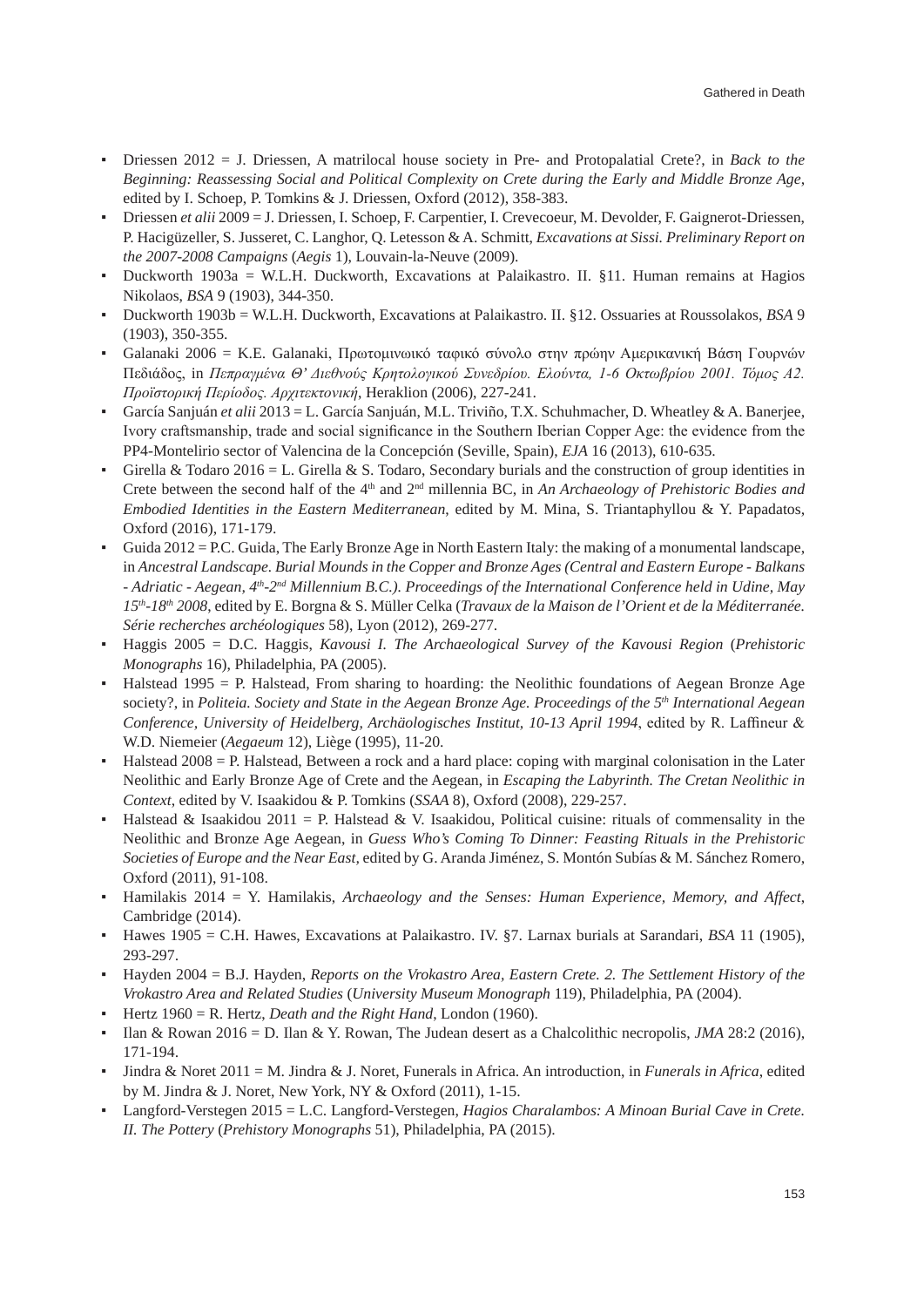- Driessen 2012 = J. Driessen, A matrilocal house society in Pre- and Protopalatial Crete?, in *Back to the Beginning: Reassessing Social and Political Complexity on Crete during the Early and Middle Bronze Age*, edited by I. Schoep, P. Tomkins & J. Driessen, Oxford (2012), 358-383.
- Driessen *et alii* 2009 = J. Driessen, I. Schoep, F. Carpentier, I. Crevecoeur, M. Devolder, F. Gaignerot-Driessen, P. Hacigüzeller, S. Jusseret, C. Langhor, Q. Letesson & A. Schmitt, *Excavations at Sissi. Preliminary Report on the 2007-2008 Campaigns* (*Aegis* 1), Louvain-la-Neuve (2009).
- Duckworth 1903a = W.L.H. Duckworth, Excavations at Palaikastro. II. §11. Human remains at Hagios Nikolaos, *BSA* 9 (1903), 344-350.
- Duckworth 1903b = W.L.H. Duckworth, Excavations at Palaikastro. II. §12. Ossuaries at Roussolakos, *BSA* 9 (1903), 350-355.
- Galanaki 2006 = K.E. Galanaki, Πρωτομινωικό ταφικό σύνολο στην πρώην Αμερικανική Βάση Γουρνών Πεδιάδος, in *Πεπραγμένα Θ' Διεθνούς Κρητολογικού Συνεδρίου. Ελούντα, 1-6 Οκτωβρίου 2001. Τόμος Α2. Προϊστορική Περίοδος. Αρχιτεκτονική*, Heraklion (2006), 227-241.
- García Sanjuán *et alii* 2013 = L. García Sanjuán, M.L. Triviño, T.X. Schuhmacher, D. Wheatley & A. Banerjee, Ivory craftsmanship, trade and social significance in the Southern Iberian Copper Age: the evidence from the PP4-Montelirio sector of Valencina de la Concepción (Seville, Spain), *EJA* 16 (2013), 610-635.
- Girella & Todaro 2016 = L. Girella & S. Todaro, Secondary burials and the construction of group identities in Crete between the second half of the 4th and 2nd millennia BC, in *An Archaeology of Prehistoric Bodies and Embodied Identities in the Eastern Mediterranean*, edited by M. Mina, S. Triantaphyllou & Y. Papadatos, Oxford (2016), 171-179.
- Guida 2012 = P.C. Guida, The Early Bronze Age in North Eastern Italy: the making of a monumental landscape, in *Ancestral Landscape. Burial Mounds in the Copper and Bronze Ages (Central and Eastern Europe - Balkans - Adriatic - Aegean, 4th-2nd Millennium B.C.). Proceedings of the International Conference held in Udine, May 15th-18th 2008*, edited by E. Borgna & S. Müller Celka (*Travaux de la Maison de l'Orient et de la Méditerranée. Série recherches archéologiques* 58), Lyon (2012), 269-277.
- Haggis 2005 = D.C. Haggis, *Kavousi I. The Archaeological Survey of the Kavousi Region* (*Prehistoric Monographs* 16), Philadelphia, PA (2005).
- Halstead 1995 = P. Halstead, From sharing to hoarding: the Neolithic foundations of Aegean Bronze Age society?, in *Politeia. Society and State in the Aegean Bronze Age. Proceedings of the 5th International Aegean Conference, University of Heidelberg, Archäologisches Institut, 10-13 April 1994*, edited by R. Laffineur & W.D. Niemeier (*Aegaeum* 12), Liège (1995), 11-20.
- Halstead 2008 = P. Halstead, Between a rock and a hard place: coping with marginal colonisation in the Later Neolithic and Early Bronze Age of Crete and the Aegean, in *Escaping the Labyrinth. The Cretan Neolithic in Context*, edited by V. Isaakidou & P. Tomkins (*SSAA* 8), Oxford (2008), 229-257.
- Halstead & Isaakidou 2011 = P. Halstead & V. Isaakidou, Political cuisine: rituals of commensality in the Neolithic and Bronze Age Aegean, in *Guess Who's Coming To Dinner: Feasting Rituals in the Prehistoric Societies of Europe and the Near East*, edited by G. Aranda Jiménez, S. Montón Subías & M. Sánchez Romero, Oxford (2011), 91-108.
- Hamilakis 2014 = Y. Hamilakis, *Archaeology and the Senses: Human Experience, Memory, and Affect*, Cambridge (2014).
- Hawes 1905 = C.H. Hawes, Excavations at Palaikastro. IV. §7. Larnax burials at Sarandari, *BSA* 11 (1905), 293-297.
- Hayden 2004 = B.J. Hayden, *Reports on the Vrokastro Area, Eastern Crete. 2. The Settlement History of the Vrokastro Area and Related Studies* (*University Museum Monograph* 119), Philadelphia, PA (2004).
- Hertz 1960 = R. Hertz, *Death and the Right Hand*, London (1960).
- Ilan & Rowan 2016 = D. Ilan & Y. Rowan, The Judean desert as a Chalcolithic necropolis, *JMA* 28:2 (2016), 171-194.
- Jindra & Noret 2011 = M. Jindra & J. Noret, Funerals in Africa. An introduction, in *Funerals in Africa*, edited by M. Jindra & J. Noret, New York, NY & Oxford (2011), 1-15.
- Langford-Verstegen 2015 = L.C. Langford-Verstegen, *Hagios Charalambos: A Minoan Burial Cave in Crete. II. The Pottery* (*Prehistory Monographs* 51), Philadelphia, PA (2015).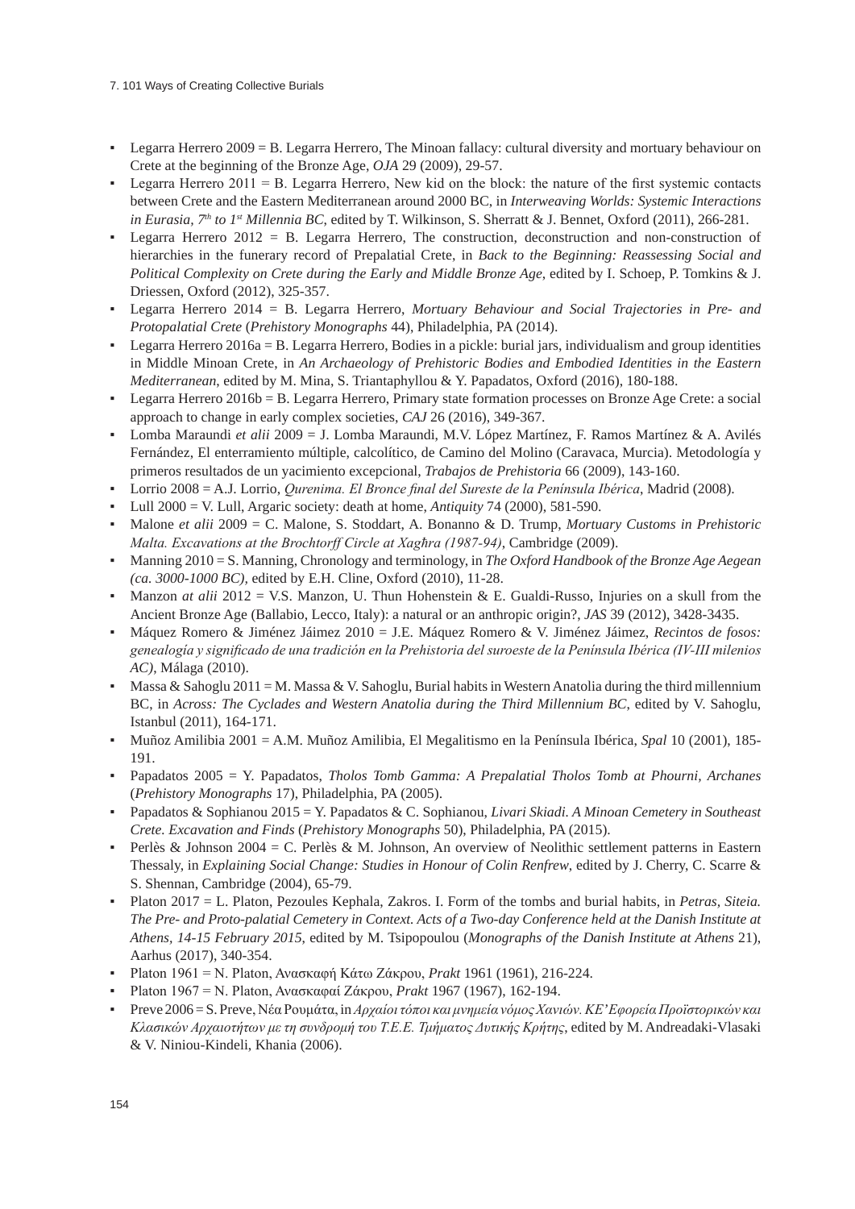- Legarra Herrero 2009 = B. Legarra Herrero, The Minoan fallacy: cultural diversity and mortuary behaviour on Crete at the beginning of the Bronze Age, *OJA* 29 (2009), 29-57.
- Legarra Herrero 2011 = B. Legarra Herrero, New kid on the block: the nature of the first systemic contacts between Crete and the Eastern Mediterranean around 2000 BC, in *Interweaving Worlds: Systemic Interactions in Eurasia, 7th to 1st Millennia BC*, edited by T. Wilkinson, S. Sherratt & J. Bennet, Oxford (2011), 266-281.
- Legarra Herrero 2012 = B. Legarra Herrero, The construction, deconstruction and non-construction of hierarchies in the funerary record of Prepalatial Crete, in *Back to the Beginning: Reassessing Social and Political Complexity on Crete during the Early and Middle Bronze Age*, edited by I. Schoep, P. Tomkins & J. Driessen, Oxford (2012), 325-357.
- Legarra Herrero 2014 = B. Legarra Herrero, *Mortuary Behaviour and Social Trajectories in Pre- and Protopalatial Crete* (*Prehistory Monographs* 44), Philadelphia, PA (2014).
- Legarra Herrero 2016a = B. Legarra Herrero, Bodies in a pickle: burial jars, individualism and group identities in Middle Minoan Crete, in *An Archaeology of Prehistoric Bodies and Embodied Identities in the Eastern Mediterranean*, edited by M. Mina, S. Triantaphyllou & Y. Papadatos, Oxford (2016), 180-188.
- Legarra Herrero 2016b = B. Legarra Herrero, Primary state formation processes on Bronze Age Crete: a social approach to change in early complex societies, *CAJ* 26 (2016), 349-367.
- Lomba Maraundi *et alii* 2009 = J. Lomba Maraundi, M.V. López Martínez, F. Ramos Martínez & A. Avilés Fernández, El enterramiento múltiple, calcolítico, de Camino del Molino (Caravaca, Murcia). Metodología y primeros resultados de un yacimiento excepcional, *Trabajos de Prehistoria* 66 (2009), 143-160.
- Lorrio 2008 = A.J. Lorrio, *Qurenima. El Bronce final del Sureste de la Península Ibérica*, Madrid (2008).
- Lull 2000 = V. Lull, Argaric society: death at home, *Antiquity* 74 (2000), 581-590.
- Malone *et alii* 2009 = C. Malone, S. Stoddart, A. Bonanno & D. Trump, *Mortuary Customs in Prehistoric Malta. Excavations at the Brochtorff Circle at Xagħra (1987-94)*, Cambridge (2009).
- Manning 2010 = S. Manning, Chronology and terminology, in *The Oxford Handbook of the Bronze Age Aegean (ca. 3000-1000 BC)*, edited by E.H. Cline, Oxford (2010), 11-28.
- Manzon *at alii* 2012 = V.S. Manzon, U. Thun Hohenstein & E. Gualdi-Russo, Injuries on a skull from the Ancient Bronze Age (Ballabio, Lecco, Italy): a natural or an anthropic origin?, *JAS* 39 (2012), 3428-3435.
- Máquez Romero & Jiménez Jáimez 2010 = J.E. Máquez Romero & V. Jiménez Jáimez, *Recintos de fosos: genealogía y significado de una tradición en la Prehistoria del suroeste de la Península Ibérica (IV-III milenios AC)*, Málaga (2010).
- Massa & Sahoglu 2011 = M. Massa & V. Sahoglu, Burial habits in Western Anatolia during the third millennium BC, in *Across: The Cyclades and Western Anatolia during the Third Millennium BC*, edited by V. Sahoglu, Istanbul (2011), 164-171.
- Muñoz Amilibia 2001 = A.M. Muñoz Amilibia, El Megalitismo en la Península Ibérica, *Spal* 10 (2001), 185-191.
- Papadatos 2005 = Y. Papadatos, *Tholos Tomb Gamma: A Prepalatial Tholos Tomb at Phourni, Archanes* (*Prehistory Monographs* 17), Philadelphia, PA (2005).
- Papadatos & Sophianou 2015 = Y. Papadatos & C. Sophianou, *Livari Skiadi. A Minoan Cemetery in Southeast Crete. Excavation and Finds* (*Prehistory Monographs* 50), Philadelphia, PA (2015).
- Perlès & Johnson 2004 = C. Perlès & M. Johnson, An overview of Neolithic settlement patterns in Eastern Thessaly, in *Explaining Social Change: Studies in Honour of Colin Renfrew*, edited by J. Cherry, C. Scarre & S. Shennan, Cambridge (2004), 65-79.
- Platon 2017 = L. Platon, Pezoules Kephala, Zakros. I. Form of the tombs and burial habits, in *Petras, Siteia. The Pre- and Proto-palatial Cemetery in Context. Acts of a Two-day Conference held at the Danish Institute at Athens, 14-15 February 2015*, edited by M. Tsipopoulou (*Monographs of the Danish Institute at Athens* 21), Aarhus (2017), 340-354.
- Platon 1961 = N. Platon, Ανασκαφή Κάτω Ζάκρου, *Prakt* 1961 (1961), 216-224.
- Platon 1967 = N. Platon, Ανασκαφαί Ζάκρου, *Prakt* 1967 (1967), 162-194.
- Preve 2006 = S. Preve, Νέα Ρουμάτα, in *Αρχαίοι τόποι και μνημεία νόμος Χανιών. ΚΕ' Εφορεία Προϊστορικών και Κλασικών Αρχαιοτήτων με τη συνδρομή του Τ.Ε.Ε. Τμήματος Δυτικής Κρήτης*, edited by M. Andreadaki-Vlasaki & V. Niniou-Kindeli, Khania (2006).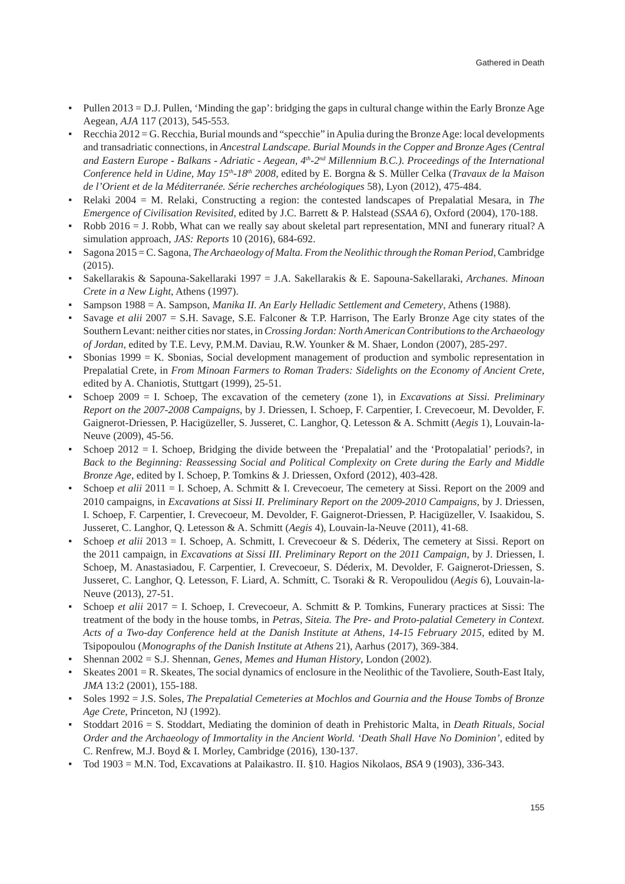- Pullen 2013 = D.J. Pullen, 'Minding the gap': bridging the gaps in cultural change within the Early Bronze Age Aegean, *AJA* 117 (2013), 545-553.
- Recchia 2012 = G. Recchia, Burial mounds and "specchie" in Apulia during the Bronze Age: local developments and transadriatic connections, in *Ancestral Landscape. Burial Mounds in the Copper and Bronze Ages (Central and Eastern Europe - Balkans - Adriatic - Aegean, 4th-2nd Millennium B.C.). Proceedings of the International Conference held in Udine, May 15th-18th 2008*, edited by E. Borgna & S. Müller Celka (*Travaux de la Maison de l'Orient et de la Méditerranée. Série recherches archéologiques* 58), Lyon (2012), 475-484.
- Relaki 2004 = M. Relaki, Constructing a region: the contested landscapes of Prepalatial Mesara, in *The Emergence of Civilisation Revisited*, edited by J.C. Barrett & P. Halstead (*SSAA 6*), Oxford (2004), 170-188.
- Robb 2016 = J. Robb, What can we really say about skeletal part representation, MNI and funerary ritual? A simulation approach, *JAS: Reports* 10 (2016), 684-692.
- Sagona 2015 = C. Sagona, *The Archaeology of Malta. From the Neolithic through the Roman Period*, Cambridge (2015).
- Sakellarakis & Sapouna-Sakellaraki 1997 = J.A. Sakellarakis & E. Sapouna-Sakellaraki, *Archanes. Minoan Crete in a New Light*, Athens (1997).
- Sampson 1988 = A. Sampson, *Manika II. An Early Helladic Settlement and Cemetery*, Athens (1988).
- Savage *et alii* 2007 = S.H. Savage, S.E. Falconer & T.P. Harrison, The Early Bronze Age city states of the Southern Levant: neither cities nor states, in *Crossing Jordan: North American Contributions to the Archaeology of Jordan*, edited by T.E. Levy, P.M.M. Daviau, R.W. Younker & M. Shaer, London (2007), 285-297.
- Sbonias 1999 = K. Sbonias, Social development management of production and symbolic representation in Prepalatial Crete, in *From Minoan Farmers to Roman Traders: Sidelights on the Economy of Ancient Crete*, edited by A. Chaniotis, Stuttgart (1999), 25-51.
- Schoep 2009 = I. Schoep, The excavation of the cemetery (zone 1), in *Excavations at Sissi. Preliminary Report on the 2007-2008 Campaigns*, by J. Driessen, I. Schoep, F. Carpentier, I. Crevecoeur, M. Devolder, F. Gaignerot-Driessen, P. Hacigüzeller, S. Jusseret, C. Langhor, Q. Letesson & A. Schmitt (*Aegis* 1), Louvain-la-Neuve (2009), 45-56.
- Schoep 2012 = I. Schoep, Bridging the divide between the 'Prepalatial' and the 'Protopalatial' periods?, in *Back to the Beginning: Reassessing Social and Political Complexity on Crete during the Early and Middle Bronze Age*, edited by I. Schoep, P. Tomkins & J. Driessen, Oxford (2012), 403-428.
- Schoep *et alii* 2011 = I. Schoep, A. Schmitt & I. Crevecoeur, The cemetery at Sissi. Report on the 2009 and 2010 campaigns, in *Excavations at Sissi II. Preliminary Report on the 2009-2010 Campaigns*, by J. Driessen, I. Schoep, F. Carpentier, I. Crevecoeur, M. Devolder, F. Gaignerot-Driessen, P. Hacigüzeller, V. Isaakidou, S. Jusseret, C. Langhor, Q. Letesson & A. Schmitt (*Aegis* 4), Louvain-la-Neuve (2011), 41-68.
- Schoep *et alii* 2013 = I. Schoep, A. Schmitt, I. Crevecoeur & S. Déderix, The cemetery at Sissi. Report on the 2011 campaign, in *Excavations at Sissi III. Preliminary Report on the 2011 Campaign*, by J. Driessen, I. Schoep, M. Anastasiadou, F. Carpentier, I. Crevecoeur, S. Déderix, M. Devolder, F. Gaignerot-Driessen, S. Jusseret, C. Langhor, Q. Letesson, F. Liard, A. Schmitt, C. Tsoraki & R. Veropoulidou (*Aegis* 6), Louvain-la-Neuve (2013), 27-51.
- Schoep *et alii* 2017 = I. Schoep, I. Crevecoeur, A. Schmitt & P. Tomkins, Funerary practices at Sissi: The treatment of the body in the house tombs, in *Petras, Siteia. The Pre- and Proto-palatial Cemetery in Context. Acts of a Two-day Conference held at the Danish Institute at Athens, 14-15 February 2015*, edited by M. Tsipopoulou (*Monographs of the Danish Institute at Athens* 21), Aarhus (2017), 369-384.
- Shennan 2002 = S.J. Shennan, *Genes, Memes and Human History*, London (2002).
- Skeates 2001 = R. Skeates, The social dynamics of enclosure in the Neolithic of the Tavoliere, South-East Italy, *JMA* 13:2 (2001), 155-188.
- Soles 1992 = J.S. Soles, *The Prepalatial Cemeteries at Mochlos and Gournia and the House Tombs of Bronze Age Crete*, Princeton, NJ (1992).
- Stoddart 2016 = S. Stoddart, Mediating the dominion of death in Prehistoric Malta, in *Death Rituals, Social Order and the Archaeology of Immortality in the Ancient World. 'Death Shall Have No Dominion'*, edited by C. Renfrew, M.J. Boyd & I. Morley, Cambridge (2016), 130-137.
- Tod 1903 = M.N. Tod, Excavations at Palaikastro. II. §10. Hagios Nikolaos, *BSA* 9 (1903), 336-343.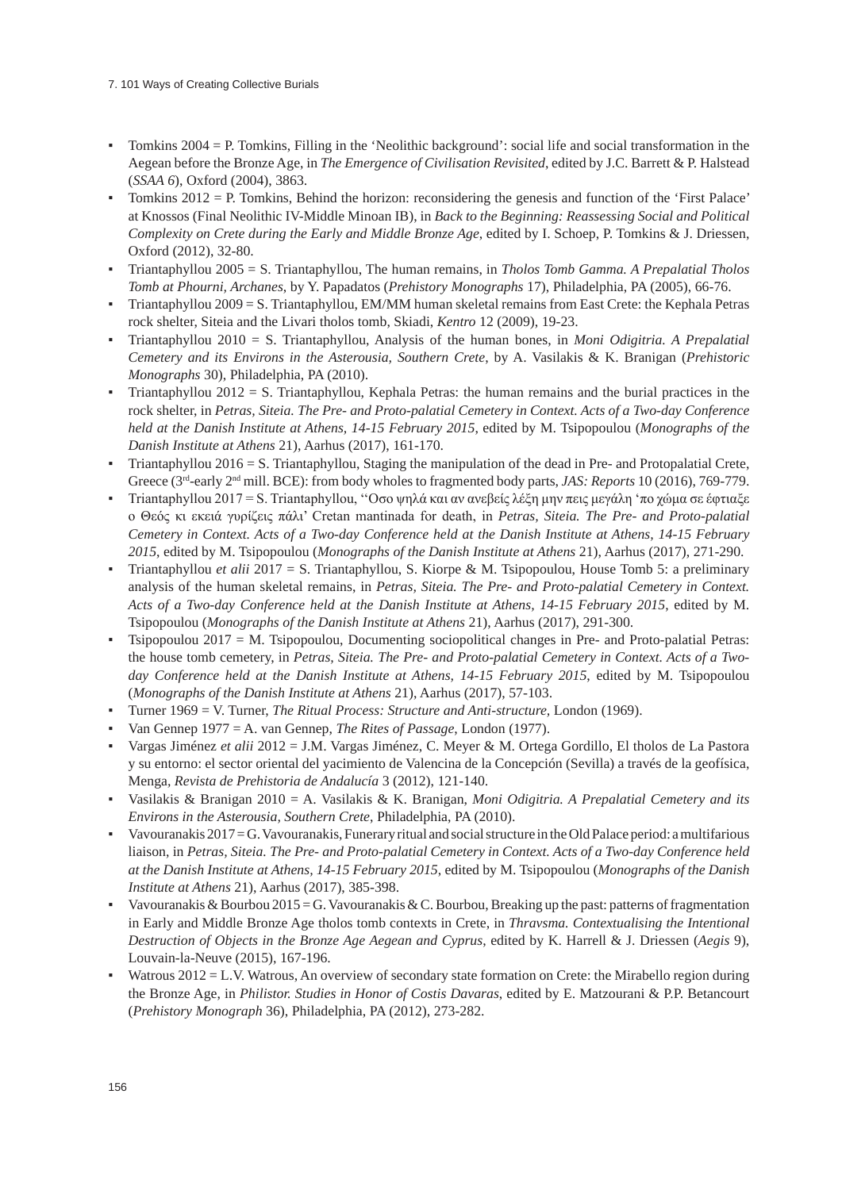- Tomkins 2004 = P. Tomkins, Filling in the 'Neolithic background': social life and social transformation in the Aegean before the Bronze Age, in *The Emergence of Civilisation Revisited*, edited by J.C. Barrett & P. Halstead (*SSAA 6*), Oxford (2004), 3863.
- Tomkins 2012 = P. Tomkins, Behind the horizon: reconsidering the genesis and function of the 'First Palace' at Knossos (Final Neolithic IV-Middle Minoan IB), in *Back to the Beginning: Reassessing Social and Political Complexity on Crete during the Early and Middle Bronze Age*, edited by I. Schoep, P. Tomkins & J. Driessen, Oxford (2012), 32-80.
- Triantaphyllou 2005 = S. Triantaphyllou, The human remains, in *Tholos Tomb Gamma. A Prepalatial Tholos Tomb at Phourni, Archanes*, by Y. Papadatos (*Prehistory Monographs* 17), Philadelphia, PA (2005), 66-76.
- Triantaphyllou 2009 = S. Triantaphyllou, EM/MM human skeletal remains from East Crete: the Kephala Petras rock shelter, Siteia and the Livari tholos tomb, Skiadi, *Kentro* 12 (2009), 19-23.
- Triantaphyllou 2010 = S. Triantaphyllou, Analysis of the human bones, in *Moni Odigitria. A Prepalatial Cemetery and its Environs in the Asterousia, Southern Crete*, by A. Vasilakis & K. Branigan (*Prehistoric Monographs* 30), Philadelphia, PA (2010).
- Triantaphyllou 2012 = S. Triantaphyllou, Kephala Petras: the human remains and the burial practices in the rock shelter, in *Petras, Siteia. The Pre- and Proto-palatial Cemetery in Context. Acts of a Two-day Conference held at the Danish Institute at Athens, 14-15 February 2015*, edited by M. Tsipopoulou (*Monographs of the Danish Institute at Athens* 21), Aarhus (2017), 161-170.
- Triantaphyllou 2016 = S. Triantaphyllou, Staging the manipulation of the dead in Pre- and Protopalatial Crete, Greece (3rd-early 2nd mill. BCE): from body wholes to fragmented body parts, *JAS: Reports* 10 (2016), 769-779.
- Triantaphyllou 2017 = S. Triantaphyllou, ''Οσο ψηλά και αν ανεβείς λέξη μην πεις μεγάλη 'πο χώμα σε έφτιαξε ο Θεός κι εκειά γυρίζεις πάλι' Cretan mantinada for death, in *Petras, Siteia. The Pre- and Proto-palatial Cemetery in Context. Acts of a Two-day Conference held at the Danish Institute at Athens, 14-15 February 2015*, edited by M. Tsipopoulou (*Monographs of the Danish Institute at Athens* 21), Aarhus (2017), 271-290.
- Triantaphyllou *et alii* 2017 = S. Triantaphyllou, S. Kiorpe & M. Tsipopoulou, House Tomb 5: a preliminary analysis of the human skeletal remains, in *Petras, Siteia. The Pre- and Proto-palatial Cemetery in Context. Acts of a Two-day Conference held at the Danish Institute at Athens, 14-15 February 2015*, edited by M. Tsipopoulou (*Monographs of the Danish Institute at Athens* 21), Aarhus (2017), 291-300.
- Tsipopoulou 2017 = M. Tsipopoulou, Documenting sociopolitical changes in Pre- and Proto-palatial Petras: the house tomb cemetery, in *Petras, Siteia. The Pre- and Proto-palatial Cemetery in Context. Acts of a Two-day Conference held at the Danish Institute at Athens, 14-15 February 2015*, edited by M. Tsipopoulou (*Monographs of the Danish Institute at Athens* 21), Aarhus (2017), 57-103.
- Turner 1969 = V. Turner, *The Ritual Process: Structure and Anti-structure*, London (1969).
- Van Gennep 1977 = A. van Gennep, *The Rites of Passage*, London (1977).
- Vargas Jiménez *et alii* 2012 = J.M. Vargas Jiménez, C. Meyer & M. Ortega Gordillo, El tholos de La Pastora y su entorno: el sector oriental del yacimiento de Valencina de la Concepción (Sevilla) a través de la geofísica, Menga, *Revista de Prehistoria de Andalucía* 3 (2012), 121-140.
- Vasilakis & Branigan 2010 = A. Vasilakis & K. Branigan, *Moni Odigitria. A Prepalatial Cemetery and its Environs in the Asterousia, Southern Crete*, Philadelphia, PA (2010).
- Vavouranakis 2017 = G. Vavouranakis, Funerary ritual and social structure in the Old Palace period: a multifarious liaison, in *Petras, Siteia. The Pre- and Proto-palatial Cemetery in Context. Acts of a Two-day Conference held at the Danish Institute at Athens, 14-15 February 2015*, edited by M. Tsipopoulou (*Monographs of the Danish Institute at Athens* 21), Aarhus (2017), 385-398.
- Vavouranakis & Bourbou 2015 = G. Vavouranakis & C. Bourbou, Breaking up the past: patterns of fragmentation in Early and Middle Bronze Age tholos tomb contexts in Crete, in *Thravsma. Contextualising the Intentional Destruction of Objects in the Bronze Age Aegean and Cyprus*, edited by K. Harrell & J. Driessen (*Aegis* 9), Louvain-la-Neuve (2015), 167-196.
- Watrous 2012 = L.V. Watrous, An overview of secondary state formation on Crete: the Mirabello region during the Bronze Age, in *Philistor. Studies in Honor of Costis Davaras*, edited by E. Matzourani & P.P. Betancourt (*Prehistory Monograph* 36), Philadelphia, PA (2012), 273-282.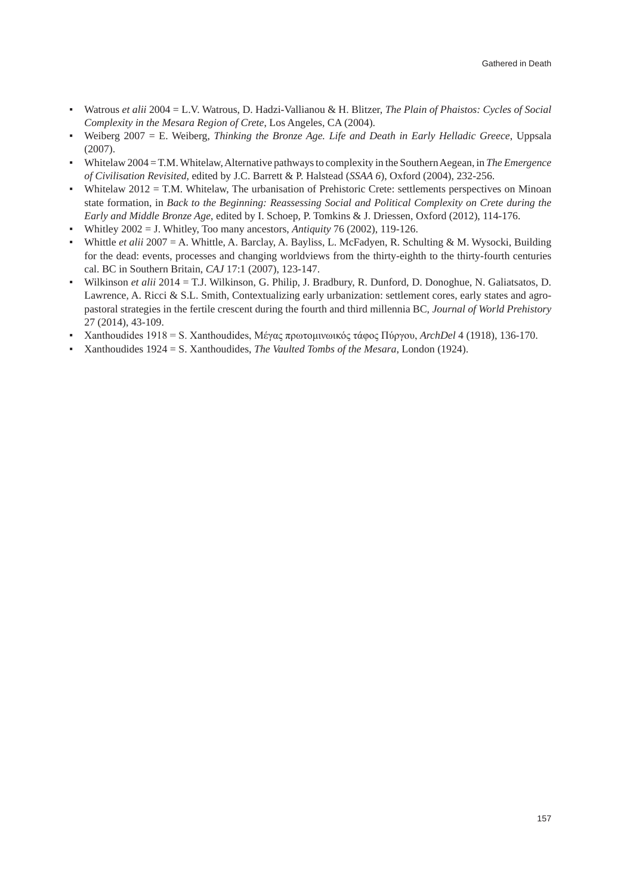- Watrous *et alii* 2004 = L.V. Watrous, D. Hadzi-Vallianou & H. Blitzer, *The Plain of Phaistos: Cycles of Social Complexity in the Mesara Region of Crete*, Los Angeles, CA (2004).
- Weiberg 2007 = E. Weiberg, *Thinking the Bronze Age. Life and Death in Early Helladic Greece*, Uppsala (2007).
- Whitelaw 2004 = T.M. Whitelaw, Alternative pathways to complexity in the Southern Aegean, in *The Emergence of Civilisation Revisited*, edited by J.C. Barrett & P. Halstead (*SSAA 6*), Oxford (2004), 232-256.
- Whitelaw 2012 = T.M. Whitelaw, The urbanisation of Prehistoric Crete: settlements perspectives on Minoan state formation, in *Back to the Beginning: Reassessing Social and Political Complexity on Crete during the Early and Middle Bronze Age*, edited by I. Schoep, P. Tomkins & J. Driessen, Oxford (2012), 114-176.
- Whitley 2002 = J. Whitley, Too many ancestors, *Antiquity* 76 (2002), 119-126.
- Whittle *et alii* 2007 = A. Whittle, A. Barclay, A. Bayliss, L. McFadyen, R. Schulting & M. Wysocki, Building for the dead: events, processes and changing worldviews from the thirty-eighth to the thirty-fourth centuries cal. BC in Southern Britain, *CAJ* 17:1 (2007), 123-147.
- Wilkinson *et alii* 2014 = T.J. Wilkinson, G. Philip, J. Bradbury, R. Dunford, D. Donoghue, N. Galiatsatos, D. Lawrence, A. Ricci & S.L. Smith, Contextualizing early urbanization: settlement cores, early states and agro-pastoral strategies in the fertile crescent during the fourth and third millennia BC, *Journal of World Prehistory* 27 (2014), 43-109.
- Xanthoudides 1918 = S. Xanthoudides, Μέγας πρωτομινωικός τάφος Πύργου, *ArchDel* 4 (1918), 136-170.
- Xanthoudides 1924 = S. Xanthoudides, *The Vaulted Tombs of the Mesara*, London (1924).